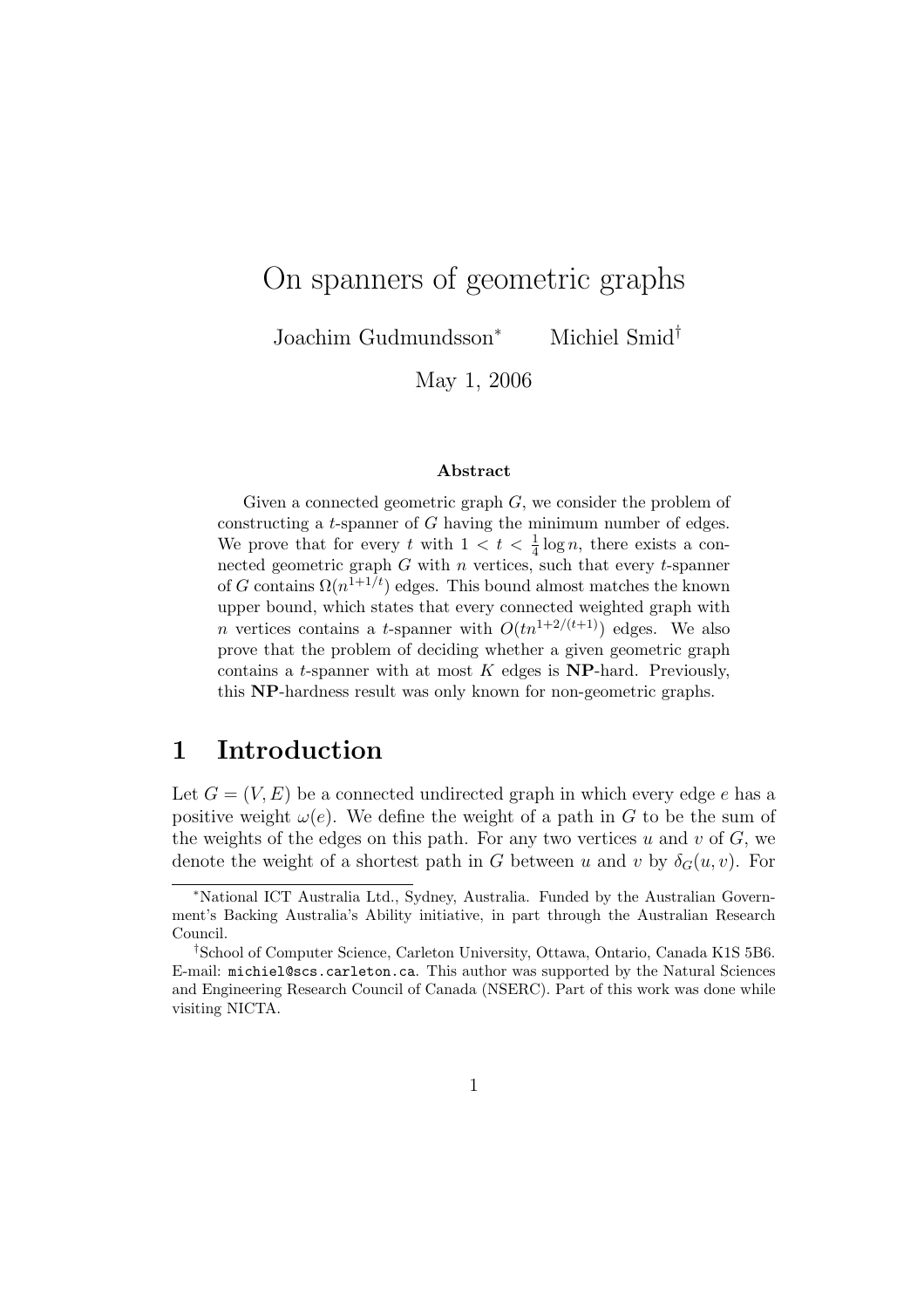# On spanners of geometric graphs

Joachim Gudmundsson[*] Michiel Smid[†]

May 1, 2006

### Abstract

Given a connected geometric graph $G$, we consider the problem of constructing a $t$-spanner of $G$ having the minimum number of edges. We prove that for every $t$ with $1 < t < \frac{1}{4} \log n$, there exists a connected geometric graph $G$ with $n$ vertices, such that every $t$-spanner of $G$ contains $\Omega(n^{1+1/t})$ edges. This bound almost matches the known upper bound, which states that every connected weighted graph with $n$ vertices contains a $t$-spanner with $O(tn^{1+2/(t+1)})$ edges. We also prove that the problem of deciding whether a given geometric graph contains a $t$-spanner with at most $K$ edges is **NP**-hard. Previously, this **NP**-hardness result was only known for non-geometric graphs.

## 1 Introduction

Let $G = (V, E)$ be a connected undirected graph in which every edge $e$ has a positive weight $\omega(e)$. We define the weight of a path in $G$ to be the sum of the weights of the edges on this path. For any two vertices $u$ and $v$ of $G$, we denote the weight of a shortest path in $G$ between $u$ and $v$ by $\delta_G(u, v)$. For

---

[*] National ICT Australia Ltd., Sydney, Australia. Funded by the Australian Government's Backing Australia's Ability initiative, in part through the Australian Research Council.

[†] School of Computer Science, Carleton University, Ottawa, Ontario, Canada K1S 5B6. E-mail: michiel@scs.carleton.ca. This author was supported by the Natural Sciences and Engineering Research Council of Canada (NSERC). Part of this work was done while visiting NICTA.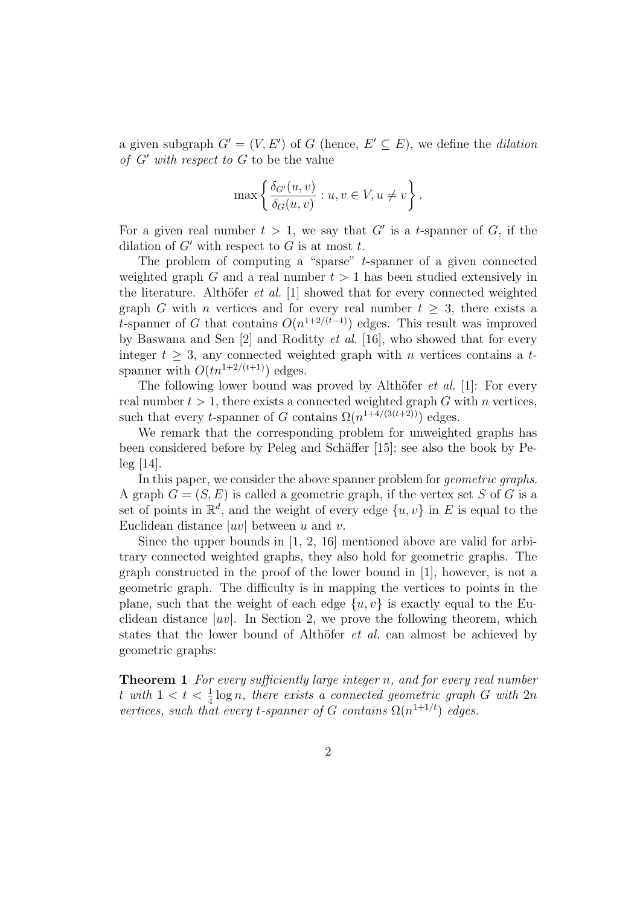a given subgraph $G' = (V, E')$ of $G$ (hence, $E' \subseteq E$), we define the *dilation of $G'$ with respect to $G$* to be the value

$$\max \left\{ \frac{\delta_{G'}(u,v)}{\delta_G(u,v)} : u, v \in V, u \neq v \right\}.$$

For a given real number $t > 1$, we say that $G'$ is a $t$-spanner of $G$, if the dilation of $G'$ with respect to $G$ is at most $t$.

The problem of computing a "sparse" $t$-spanner of a given connected weighted graph $G$ and a real number $t > 1$ has been studied extensively in the literature. Althöfer *et al.* [1] showed that for every connected weighted graph $G$ with $n$ vertices and for every real number $t \geq 3$, there exists a $t$-spanner of $G$ that contains $O(n^{1+2/(t-1)})$ edges. This result was improved by Baswana and Sen [2] and Roditty *et al.* [16], who showed that for every integer $t \geq 3$, any connected weighted graph with $n$ vertices contains a $t$-spanner with $O(tn^{1+2/(t+1)})$ edges.

The following lower bound was proved by Althöfer *et al.* [1]: For every real number $t > 1$, there exists a connected weighted graph $G$ with $n$ vertices, such that every $t$-spanner of $G$ contains $\Omega(n^{1+4/(3(t+2))})$ edges.

We remark that the corresponding problem for unweighted graphs has been considered before by Peleg and Schäffer [15]; see also the book by Peleg [14].

In this paper, we consider the above spanner problem for *geometric graphs*. A graph $G = (S, E)$ is called a geometric graph, if the vertex set $S$ of $G$ is a set of points in $\mathbb{R}^d$, and the weight of every edge $\{u, v\}$ in $E$ is equal to the Euclidean distance $|uv|$ between $u$ and $v$.

Since the upper bounds in [1, 2, 16] mentioned above are valid for arbitrary connected weighted graphs, they also hold for geometric graphs. The graph constructed in the proof of the lower bound in [1], however, is not a geometric graph. The difficulty is in mapping the vertices to points in the plane, such that the weight of each edge $\{u, v\}$ is exactly equal to the Euclidean distance $|uv|$. In Section 2, we prove the following theorem, which states that the lower bound of Althöfer *et al.* can almost be achieved by geometric graphs:

**Theorem 1** *For every sufficiently large integer $n$, and for every real number $t$ with $1 < t < \frac{1}{4} \log n$, there exists a connected geometric graph $G$ with $2n$ vertices, such that every $t$-spanner of $G$ contains $\Omega(n^{1+1/t})$ edges.*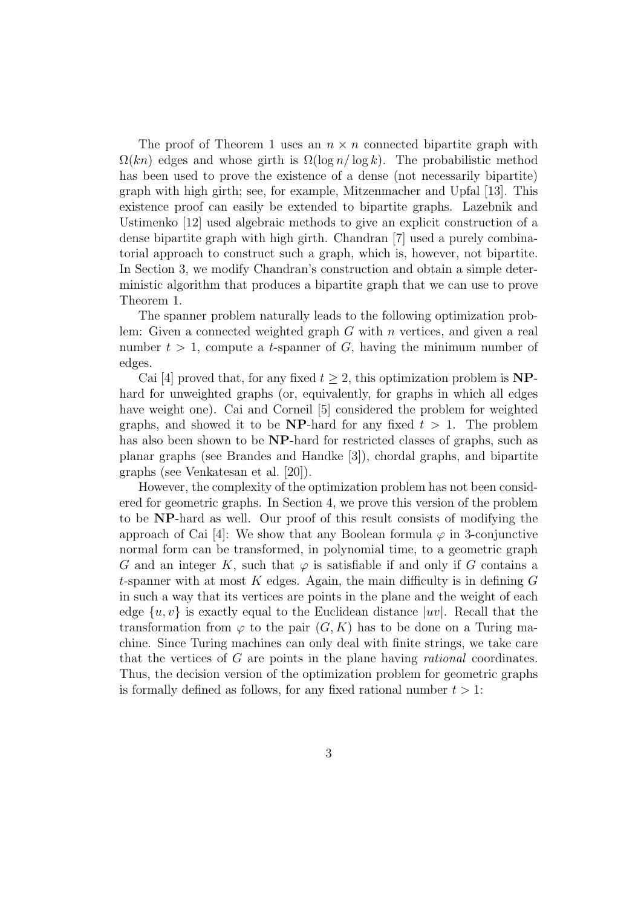The proof of Theorem 1 uses an $n \times n$ connected bipartite graph with $\Omega(kn)$ edges and whose girth is $\Omega(\log n / \log k)$. The probabilistic method has been used to prove the existence of a dense (not necessarily bipartite) graph with high girth; see, for example, Mitzenmacher and Upfal [13]. This existence proof can easily be extended to bipartite graphs. Lazebnik and Ustimenko [12] used algebraic methods to give an explicit construction of a dense bipartite graph with high girth. Chandran [7] used a purely combinatorial approach to construct such a graph, which is, however, not bipartite. In Section 3, we modify Chandran's construction and obtain a simple deterministic algorithm that produces a bipartite graph that we can use to prove Theorem 1.

The spanner problem naturally leads to the following optimization problem: Given a connected weighted graph $G$ with $n$ vertices, and given a real number $t > 1$, compute a $t$-spanner of $G$, having the minimum number of edges.

Cai [4] proved that, for any fixed $t \geq 2$, this optimization problem is **NP**-hard for unweighted graphs (or, equivalently, for graphs in which all edges have weight one). Cai and Corneil [5] considered the problem for weighted graphs, and showed it to be **NP**-hard for any fixed $t > 1$. The problem has also been shown to be **NP**-hard for restricted classes of graphs, such as planar graphs (see Brandes and Handke [3]), chordal graphs, and bipartite graphs (see Venkatesan et al. [20]).

However, the complexity of the optimization problem has not been considered for geometric graphs. In Section 4, we prove this version of the problem to be **NP**-hard as well. Our proof of this result consists of modifying the approach of Cai [4]: We show that any Boolean formula $\varphi$ in 3-conjunctive normal form can be transformed, in polynomial time, to a geometric graph $G$ and an integer $K$, such that $\varphi$ is satisfiable if and only if $G$ contains a $t$-spanner with at most $K$ edges. Again, the main difficulty is in defining $G$ in such a way that its vertices are points in the plane and the weight of each edge $\{u, v\}$ is exactly equal to the Euclidean distance $|uv|$. Recall that the transformation from $\varphi$ to the pair $(G, K)$ has to be done on a Turing machine. Since Turing machines can only deal with finite strings, we take care that the vertices of $G$ are points in the plane having *rational* coordinates. Thus, the decision version of the optimization problem for geometric graphs is formally defined as follows, for any fixed rational number $t > 1$: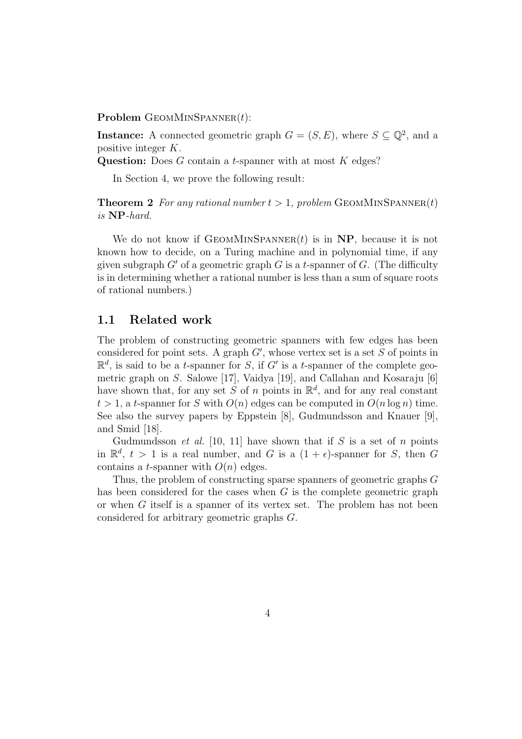**Problem** GeomMinSpanner($t$):

**Instance:** A connected geometric graph $G = (S, E)$, where $S \subseteq \mathbb{Q}^2$, and a positive integer $K$.

**Question:** Does $G$ contain a $t$-spanner with at most $K$ edges?

In Section 4, we prove the following result:

**Theorem 2** *For any rational number $t > 1$, problem* GeomMinSpanner($t$) *is* **NP**-*hard.*

We do not know if GeomMinSpanner($t$) is in **NP**, because it is not known how to decide, on a Turing machine and in polynomial time, if any given subgraph $G'$ of a geometric graph $G$ is a $t$-spanner of $G$. (The difficulty is in determining whether a rational number is less than a sum of square roots of rational numbers.)

## 1.1 Related work

The problem of constructing geometric spanners with few edges has been considered for point sets. A graph $G'$, whose vertex set is a set $S$ of points in $\mathbb{R}^d$, is said to be a $t$-spanner for $S$, if $G'$ is a $t$-spanner of the complete geometric graph on $S$. Salowe [17], Vaidya [19], and Callahan and Kosaraju [6] have shown that, for any set $S$ of $n$ points in $\mathbb{R}^d$, and for any real constant $t > 1$, a $t$-spanner for $S$ with $O(n)$ edges can be computed in $O(n \log n)$ time. See also the survey papers by Eppstein [8], Gudmundsson and Knauer [9], and Smid [18].

Gudmundsson *et al.* [10, 11] have shown that if $S$ is a set of $n$ points in $\mathbb{R}^d$, $t > 1$ is a real number, and $G$ is a $(1 + \epsilon)$-spanner for $S$, then $G$ contains a $t$-spanner with $O(n)$ edges.

Thus, the problem of constructing sparse spanners of geometric graphs $G$ has been considered for the cases when $G$ is the complete geometric graph or when $G$ itself is a spanner of its vertex set. The problem has not been considered for arbitrary geometric graphs $G$.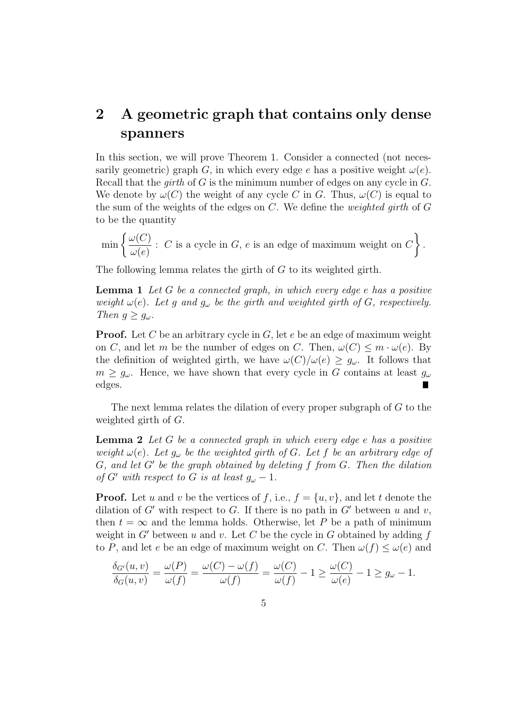## 2 A geometric graph that contains only dense spanners

In this section, we will prove Theorem 1. Consider a connected (not necessarily geometric) graph $G$, in which every edge $e$ has a positive weight $\omega(e)$. Recall that the *girth* of $G$ is the minimum number of edges on any cycle in $G$. We denote by $\omega(C)$ the weight of any cycle $C$ in $G$. Thus, $\omega(C)$ is equal to the sum of the weights of the edges on $C$. We define the *weighted girth* of $G$ to be the quantity

$$\min \left\{ \frac{\omega(C)}{\omega(e)} : \ C \text{ is a cycle in } G, \ e \text{ is an edge of maximum weight on } C \right\}.$$

The following lemma relates the girth of $G$ to its weighted girth.

**Lemma 1** *Let $G$ be a connected graph, in which every edge $e$ has a positive weight $\omega(e)$. Let $g$ and $g_\omega$ be the girth and weighted girth of $G$, respectively. Then $g \geq g_\omega$.*

**Proof.** Let $C$ be an arbitrary cycle in $G$, let $e$ be an edge of maximum weight on $C$, and let $m$ be the number of edges on $C$. Then, $\omega(C) \leq m \cdot \omega(e)$. By the definition of weighted girth, we have $\omega(C)/\omega(e) \geq g_\omega$. It follows that $m \geq g_\omega$. Hence, we have shown that every cycle in $G$ contains at least $g_\omega$ edges. ∎

The next lemma relates the dilation of every proper subgraph of $G$ to the weighted girth of $G$.

**Lemma 2** *Let $G$ be a connected graph in which every edge $e$ has a positive weight $\omega(e)$. Let $g_\omega$ be the weighted girth of $G$. Let $f$ be an arbitrary edge of $G$, and let $G'$ be the graph obtained by deleting $f$ from $G$. Then the dilation of $G'$ with respect to $G$ is at least $g_\omega - 1$.*

**Proof.** Let $u$ and $v$ be the vertices of $f$, i.e., $f = \{u, v\}$, and let $t$ denote the dilation of $G'$ with respect to $G$. If there is no path in $G'$ between $u$ and $v$, then $t = \infty$ and the lemma holds. Otherwise, let $P$ be a path of minimum weight in $G'$ between $u$ and $v$. Let $C$ be the cycle in $G$ obtained by adding $f$ to $P$, and let $e$ be an edge of maximum weight on $C$. Then $\omega(f) \leq \omega(e)$ and

$$\frac{\delta_{G'}(u,v)}{\delta_G(u,v)} = \frac{\omega(P)}{\omega(f)} = \frac{\omega(C) - \omega(f)}{\omega(f)} = \frac{\omega(C)}{\omega(f)} - 1 \geq \frac{\omega(C)}{\omega(e)} - 1 \geq g_\omega - 1.$$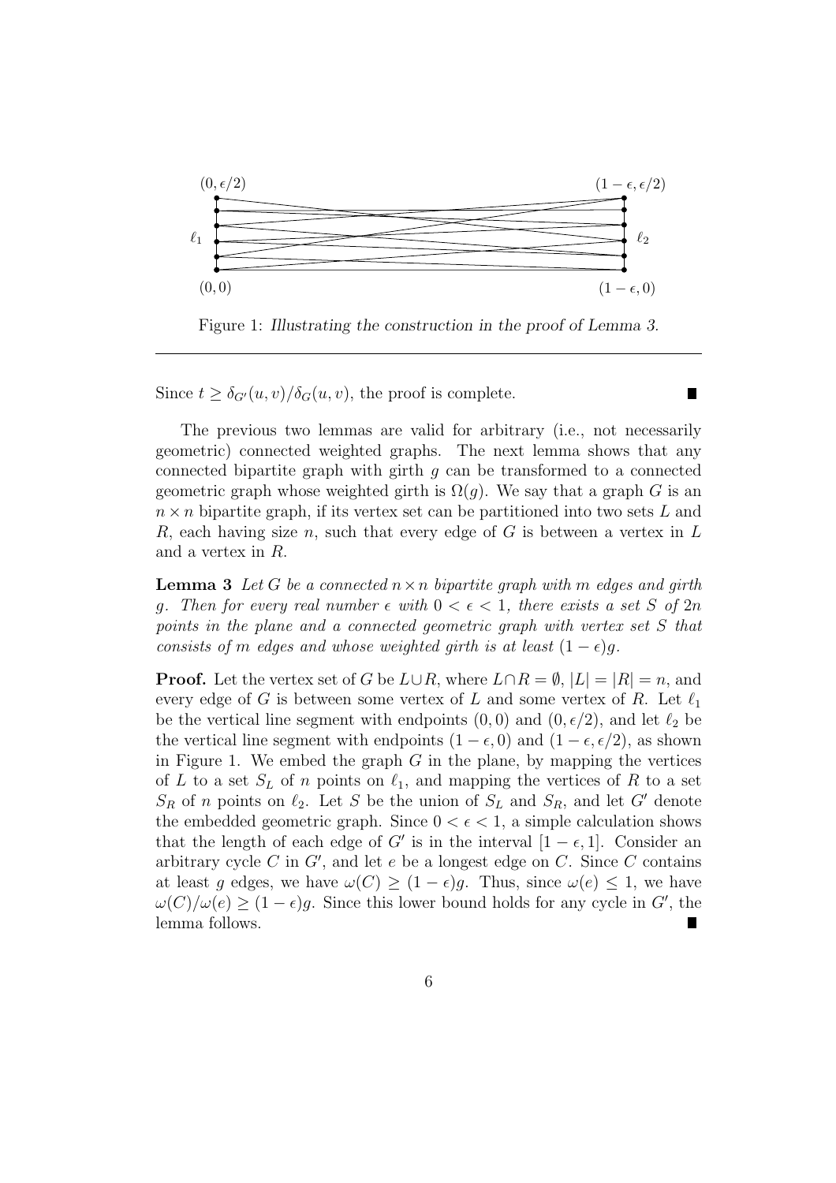Figure 1: *Illustrating the construction in the proof of Lemma 3.*

Since $t \geq \delta_{G'}(u, v)/\delta_G(u, v)$, the proof is complete. ■

The previous two lemmas are valid for arbitrary (i.e., not necessarily geometric) connected weighted graphs. The next lemma shows that any connected bipartite graph with girth $g$ can be transformed to a connected geometric graph whose weighted girth is $\Omega(g)$. We say that a graph $G$ is an $n \times n$ bipartite graph, if its vertex set can be partitioned into two sets $L$ and $R$, each having size $n$, such that every edge of $G$ is between a vertex in $L$ and a vertex in $R$.

**Lemma 3** *Let $G$ be a connected $n \times n$ bipartite graph with $m$ edges and girth $g$. Then for every real number $\epsilon$ with $0 < \epsilon < 1$, there exists a set $S$ of $2n$ points in the plane and a connected geometric graph with vertex set $S$ that consists of $m$ edges and whose weighted girth is at least $(1 - \epsilon)g$.*

**Proof.** Let the vertex set of $G$ be $L \cup R$, where $L \cap R = \emptyset$, $|L| = |R| = n$, and every edge of $G$ is between some vertex of $L$ and some vertex of $R$. Let $\ell_1$ be the vertical line segment with endpoints $(0, 0)$ and $(0, \epsilon/2)$, and let $\ell_2$ be the vertical line segment with endpoints $(1 - \epsilon, 0)$ and $(1 - \epsilon, \epsilon/2)$, as shown in Figure 1. We embed the graph $G$ in the plane, by mapping the vertices of $L$ to a set $S_L$ of $n$ points on $\ell_1$, and mapping the vertices of $R$ to a set $S_R$ of $n$ points on $\ell_2$. Let $S$ be the union of $S_L$ and $S_R$, and let $G'$ denote the embedded geometric graph. Since $0 < \epsilon < 1$, a simple calculation shows that the length of each edge of $G'$ is in the interval $[1 - \epsilon, 1]$. Consider an arbitrary cycle $C$ in $G'$, and let $e$ be a longest edge on $C$. Since $C$ contains at least $g$ edges, we have $\omega(C) \geq (1 - \epsilon)g$. Thus, since $\omega(e) \leq 1$, we have $\omega(C)/\omega(e) \geq (1 - \epsilon)g$. Since this lower bound holds for any cycle in $G'$, the lemma follows. ■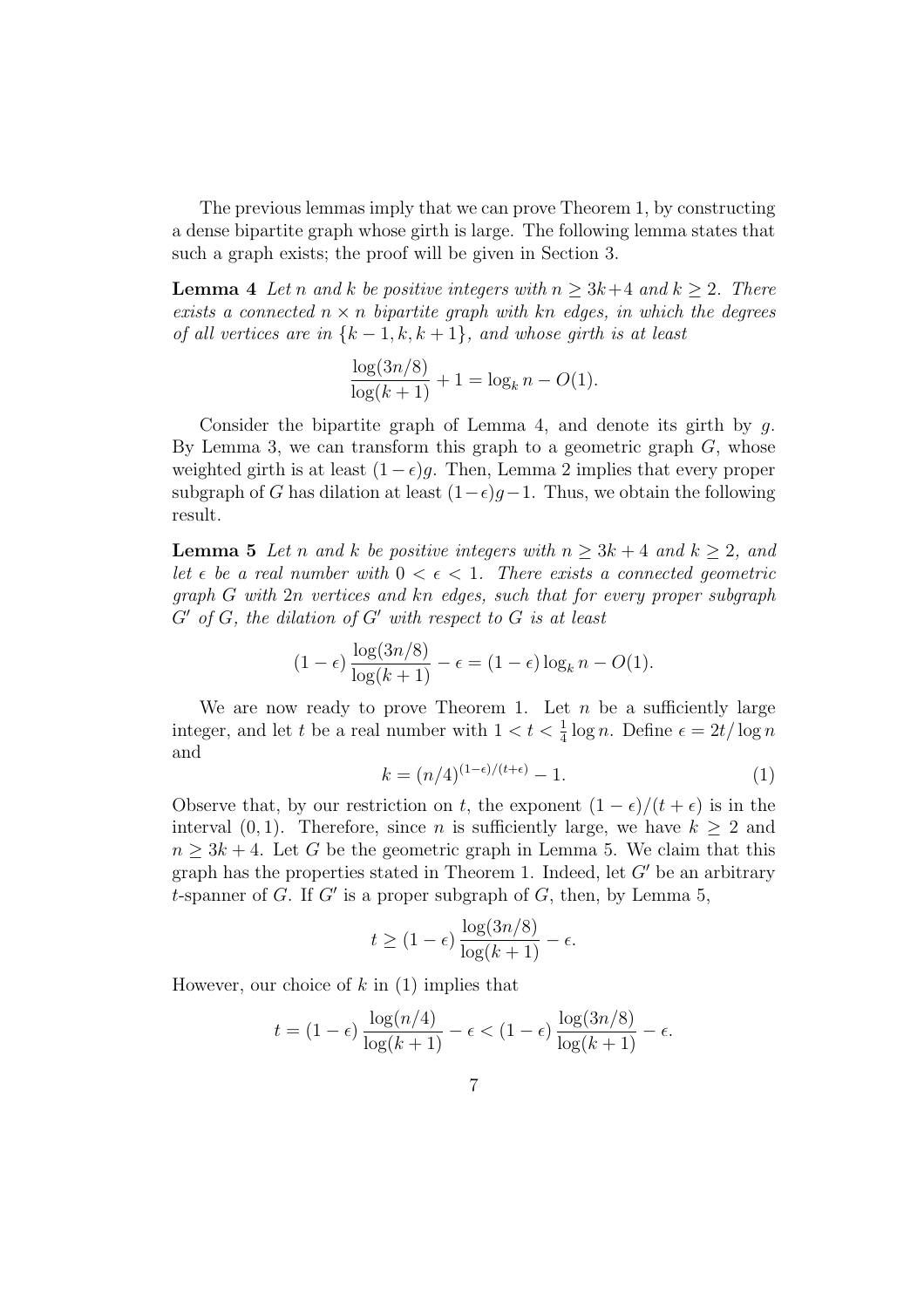The previous lemmas imply that we can prove Theorem 1, by constructing a dense bipartite graph whose girth is large. The following lemma states that such a graph exists; the proof will be given in Section 3.

**Lemma 4** *Let $n$ and $k$ be positive integers with $n \geq 3k+4$ and $k \geq 2$. There exists a connected $n \times n$ bipartite graph with $kn$ edges, in which the degrees of all vertices are in $\{k-1, k, k+1\}$, and whose girth is at least*

$$\frac{\log(3n/8)}{\log(k+1)} + 1 = \log_k n - O(1).$$

Consider the bipartite graph of Lemma 4, and denote its girth by $g$. By Lemma 3, we can transform this graph to a geometric graph $G$, whose weighted girth is at least $(1-\epsilon)g$. Then, Lemma 2 implies that every proper subgraph of $G$ has dilation at least $(1-\epsilon)g-1$. Thus, we obtain the following result.

**Lemma 5** *Let $n$ and $k$ be positive integers with $n \geq 3k+4$ and $k \geq 2$, and let $\epsilon$ be a real number with $0 < \epsilon < 1$. There exists a connected geometric graph $G$ with $2n$ vertices and $kn$ edges, such that for every proper subgraph $G'$ of $G$, the dilation of $G'$ with respect to $G$ is at least*

$$(1-\epsilon)\frac{\log(3n/8)}{\log(k+1)} - \epsilon = (1-\epsilon)\log_k n - O(1).$$

We are now ready to prove Theorem 1. Let $n$ be a sufficiently large integer, and let $t$ be a real number with $1 < t < \frac{1}{4}\log n$. Define $\epsilon = 2t/\log n$ and

$$k = (n/4)^{(1-\epsilon)/(t+\epsilon)} - 1. \tag{1}$$

Observe that, by our restriction on $t$, the exponent $(1-\epsilon)/(t+\epsilon)$ is in the interval $(0,1)$. Therefore, since $n$ is sufficiently large, we have $k \geq 2$ and $n \geq 3k+4$. Let $G$ be the geometric graph in Lemma 5. We claim that this graph has the properties stated in Theorem 1. Indeed, let $G'$ be an arbitrary $t$-spanner of $G$. If $G'$ is a proper subgraph of $G$, then, by Lemma 5,

$$t \geq (1-\epsilon)\frac{\log(3n/8)}{\log(k+1)} - \epsilon.$$

However, our choice of $k$ in (1) implies that

$$t = (1-\epsilon)\frac{\log(n/4)}{\log(k+1)} - \epsilon < (1-\epsilon)\frac{\log(3n/8)}{\log(k+1)} - \epsilon.$$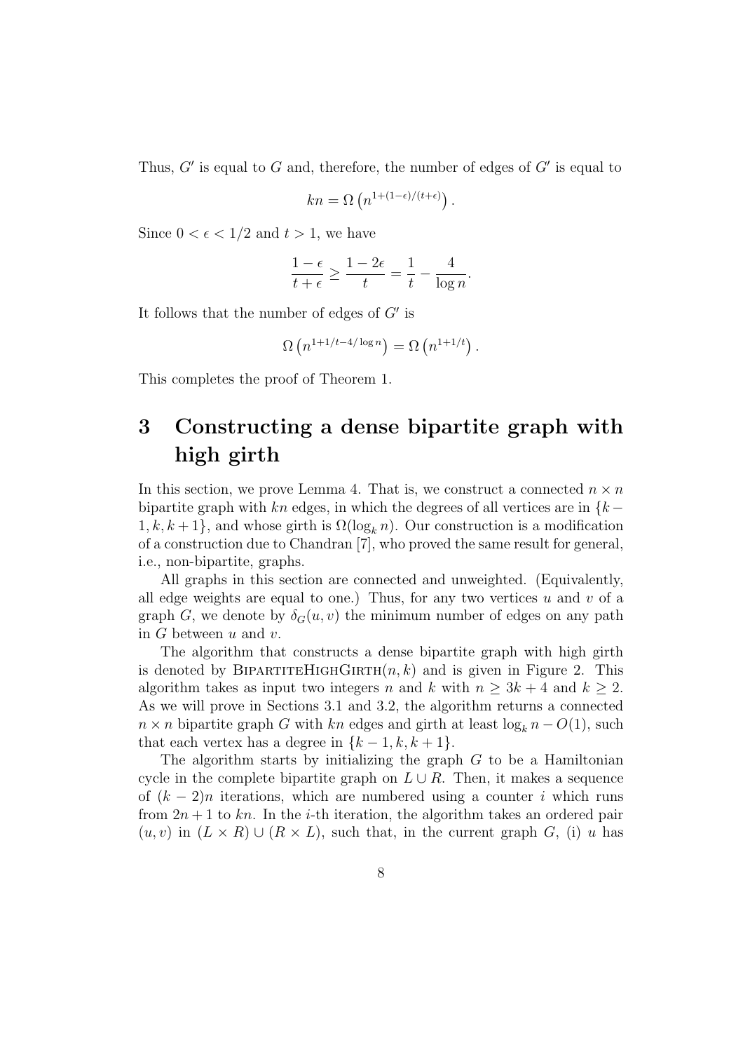Thus, $G'$ is equal to $G$ and, therefore, the number of edges of $G'$ is equal to

$$kn = \Omega\left(n^{1+(1-\epsilon)/(t+\epsilon)}\right).$$

Since $0 < \epsilon < 1/2$ and $t > 1$, we have

$$\frac{1-\epsilon}{t+\epsilon} \geq \frac{1-2\epsilon}{t} = \frac{1}{t} - \frac{4}{\log n}.$$

It follows that the number of edges of $G'$ is

$$\Omega\left(n^{1+1/t-4/\log n}\right) = \Omega\left(n^{1+1/t}\right).$$

This completes the proof of Theorem 1.

# 3 Constructing a dense bipartite graph with high girth

In this section, we prove Lemma 4. That is, we construct a connected $n \times n$ bipartite graph with $kn$ edges, in which the degrees of all vertices are in $\{k-1, k, k+1\}$, and whose girth is $\Omega(\log_k n)$. Our construction is a modification of a construction due to Chandran [7], who proved the same result for general, i.e., non-bipartite, graphs.

All graphs in this section are connected and unweighted. (Equivalently, all edge weights are equal to one.) Thus, for any two vertices $u$ and $v$ of a graph $G$, we denote by $\delta_G(u,v)$ the minimum number of edges on any path in $G$ between $u$ and $v$.

The algorithm that constructs a dense bipartite graph with high girth is denoted by BipartiteHighGirth$(n,k)$ and is given in Figure 2. This algorithm takes as input two integers $n$ and $k$ with $n \geq 3k+4$ and $k \geq 2$. As we will prove in Sections 3.1 and 3.2, the algorithm returns a connected $n \times n$ bipartite graph $G$ with $kn$ edges and girth at least $\log_k n - O(1)$, such that each vertex has a degree in $\{k-1, k, k+1\}$.

The algorithm starts by initializing the graph $G$ to be a Hamiltonian cycle in the complete bipartite graph on $L \cup R$. Then, it makes a sequence of $(k-2)n$ iterations, which are numbered using a counter $i$ which runs from $2n+1$ to $kn$. In the $i$-th iteration, the algorithm takes an ordered pair $(u,v)$ in $(L \times R) \cup (R \times L)$, such that, in the current graph $G$, (i) $u$ has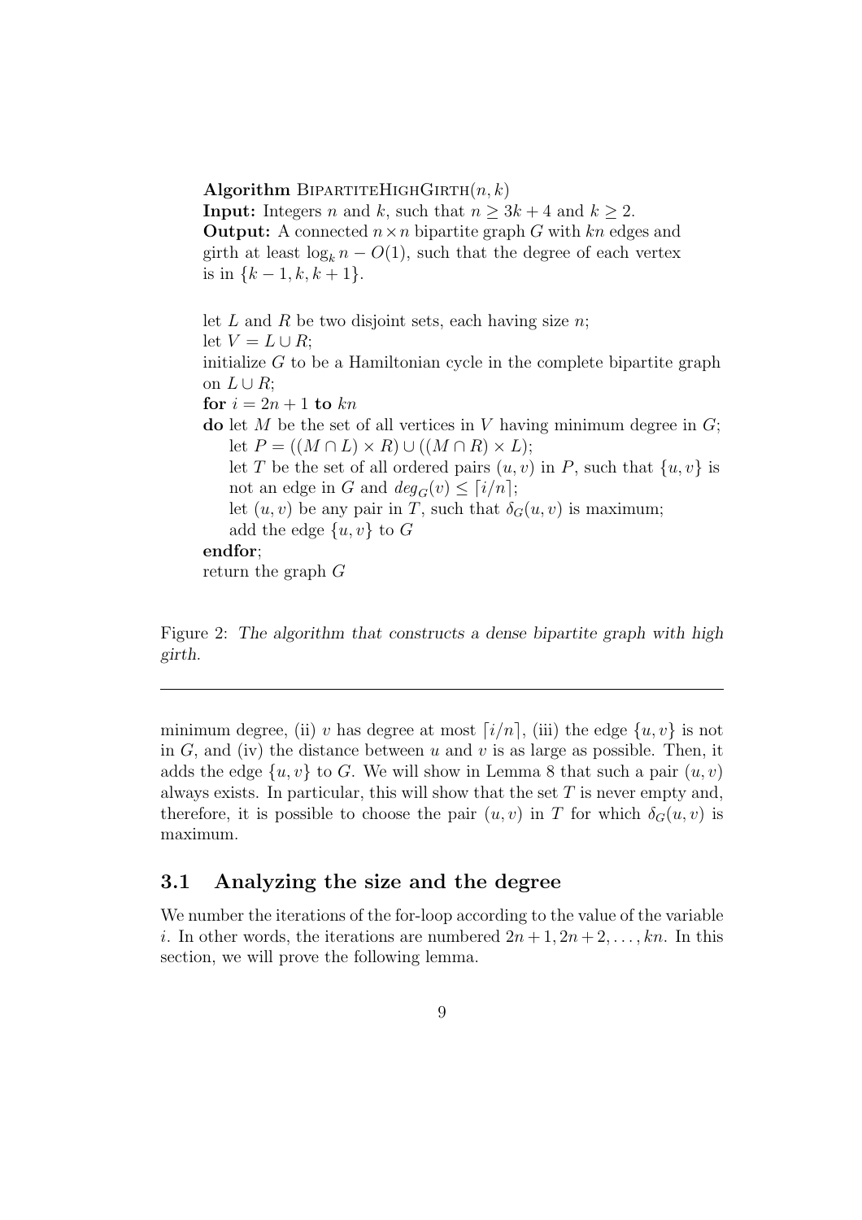**Algorithm** BipartiteHighGirth$(n, k)$
**Input:** Integers $n$ and $k$, such that $n \geq 3k + 4$ and $k \geq 2$.
**Output:** A connected $n \times n$ bipartite graph $G$ with $kn$ edges and girth at least $\log_k n - O(1)$, such that the degree of each vertex is in $\{k-1, k, k+1\}$.

let $L$ and $R$ be two disjoint sets, each having size $n$;
let $V = L \cup R$;
initialize $G$ to be a Hamiltonian cycle in the complete bipartite graph on $L \cup R$;
**for** $i = 2n + 1$ **to** $kn$
**do** let $M$ be the set of all vertices in $V$ having minimum degree in $G$;
  let $P = ((M \cap L) \times R) \cup ((M \cap R) \times L)$;
  let $T$ be the set of all ordered pairs $(u, v)$ in $P$, such that $\{u, v\}$ is not an edge in $G$ and $deg_G(v) \leq \lceil i/n \rceil$;
  let $(u, v)$ be any pair in $T$, such that $\delta_G(u, v)$ is maximum;
  add the edge $\{u, v\}$ to $G$
**endfor**;
return the graph $G$

Figure 2: *The algorithm that constructs a dense bipartite graph with high girth.*

---

minimum degree, (ii) $v$ has degree at most $\lceil i/n \rceil$, (iii) the edge $\{u, v\}$ is not in $G$, and (iv) the distance between $u$ and $v$ is as large as possible. Then, it adds the edge $\{u, v\}$ to $G$. We will show in Lemma 8 that such a pair $(u, v)$ always exists. In particular, this will show that the set $T$ is never empty and, therefore, it is possible to choose the pair $(u, v)$ in $T$ for which $\delta_G(u, v)$ is maximum.

### 3.1 Analyzing the size and the degree

We number the iterations of the for-loop according to the value of the variable $i$. In other words, the iterations are numbered $2n + 1, 2n + 2, \ldots, kn$. In this section, we will prove the following lemma.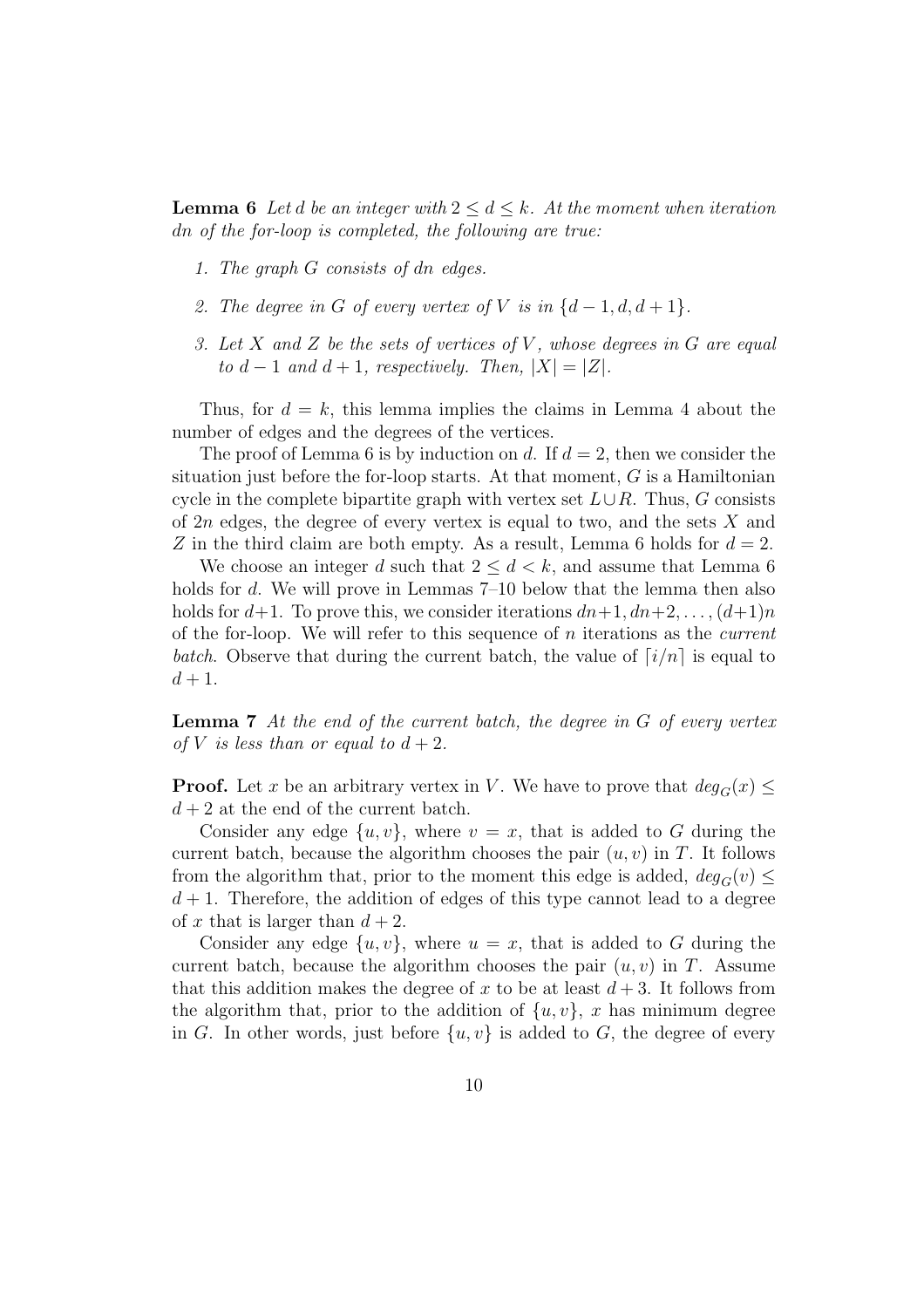**Lemma 6** *Let $d$ be an integer with $2 \leq d \leq k$. At the moment when iteration $dn$ of the for-loop is completed, the following are true:*

1. *The graph $G$ consists of $dn$ edges.*
2. *The degree in $G$ of every vertex of $V$ is in $\{d-1, d, d+1\}$.*
3. *Let $X$ and $Z$ be the sets of vertices of $V$, whose degrees in $G$ are equal to $d-1$ and $d+1$, respectively. Then, $|X| = |Z|$.*

Thus, for $d = k$, this lemma implies the claims in Lemma 4 about the number of edges and the degrees of the vertices.

The proof of Lemma 6 is by induction on $d$. If $d = 2$, then we consider the situation just before the for-loop starts. At that moment, $G$ is a Hamiltonian cycle in the complete bipartite graph with vertex set $L \cup R$. Thus, $G$ consists of $2n$ edges, the degree of every vertex is equal to two, and the sets $X$ and $Z$ in the third claim are both empty. As a result, Lemma 6 holds for $d = 2$.

We choose an integer $d$ such that $2 \leq d < k$, and assume that Lemma 6 holds for $d$. We will prove in Lemmas 7–10 below that the lemma then also holds for $d+1$. To prove this, we consider iterations $dn+1, dn+2, \ldots, (d+1)n$ of the for-loop. We will refer to this sequence of $n$ iterations as the *current batch*. Observe that during the current batch, the value of $\lceil i/n \rceil$ is equal to $d+1$.

**Lemma 7** *At the end of the current batch, the degree in $G$ of every vertex of $V$ is less than or equal to $d+2$.*

**Proof.** Let $x$ be an arbitrary vertex in $V$. We have to prove that $deg_G(x) \leq d+2$ at the end of the current batch.

Consider any edge $\{u, v\}$, where $v = x$, that is added to $G$ during the current batch, because the algorithm chooses the pair $(u, v)$ in $T$. It follows from the algorithm that, prior to the moment this edge is added, $deg_G(v) \leq d+1$. Therefore, the addition of edges of this type cannot lead to a degree of $x$ that is larger than $d+2$.

Consider any edge $\{u, v\}$, where $u = x$, that is added to $G$ during the current batch, because the algorithm chooses the pair $(u, v)$ in $T$. Assume that this addition makes the degree of $x$ to be at least $d+3$. It follows from the algorithm that, prior to the addition of $\{u, v\}$, $x$ has minimum degree in $G$. In other words, just before $\{u, v\}$ is added to $G$, the degree of every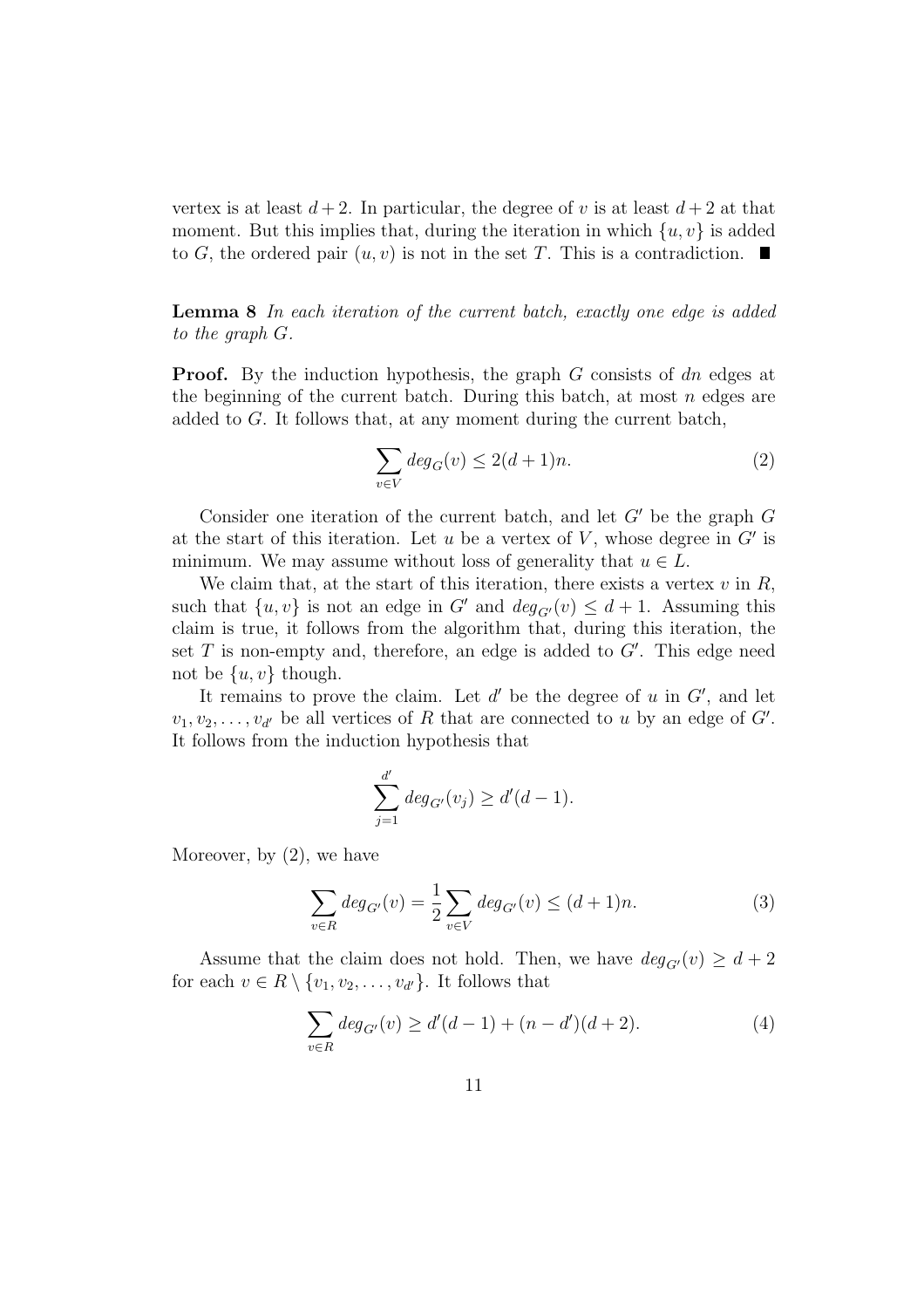vertex is at least $d+2$. In particular, the degree of $v$ is at least $d+2$ at that moment. But this implies that, during the iteration in which $\{u, v\}$ is added to $G$, the ordered pair $(u, v)$ is not in the set $T$. This is a contradiction. ■

**Lemma 8** *In each iteration of the current batch, exactly one edge is added to the graph $G$.*

**Proof.** By the induction hypothesis, the graph $G$ consists of $dn$ edges at the beginning of the current batch. During this batch, at most $n$ edges are added to $G$. It follows that, at any moment during the current batch,

$$\sum_{v \in V} deg_G(v) \leq 2(d+1)n. \tag{2}$$

Consider one iteration of the current batch, and let $G'$ be the graph $G$ at the start of this iteration. Let $u$ be a vertex of $V$, whose degree in $G'$ is minimum. We may assume without loss of generality that $u \in L$.

We claim that, at the start of this iteration, there exists a vertex $v$ in $R$, such that $\{u, v\}$ is not an edge in $G'$ and $deg_{G'}(v) \leq d+1$. Assuming this claim is true, it follows from the algorithm that, during this iteration, the set $T$ is non-empty and, therefore, an edge is added to $G'$. This edge need not be $\{u, v\}$ though.

It remains to prove the claim. Let $d'$ be the degree of $u$ in $G'$, and let $v_1, v_2, \ldots, v_{d'}$ be all vertices of $R$ that are connected to $u$ by an edge of $G'$. It follows from the induction hypothesis that

$$\sum_{j=1}^{d'} deg_{G'}(v_j) \geq d'(d-1).$$

Moreover, by (2), we have

$$\sum_{v \in R} deg_{G'}(v) = \frac{1}{2} \sum_{v \in V} deg_{G'}(v) \leq (d+1)n. \tag{3}$$

Assume that the claim does not hold. Then, we have $deg_{G'}(v) \geq d+2$ for each $v \in R \setminus \{v_1, v_2, \ldots, v_{d'}\}$. It follows that

$$\sum_{v \in R} deg_{G'}(v) \geq d'(d-1) + (n-d')(d+2). \tag{4}$$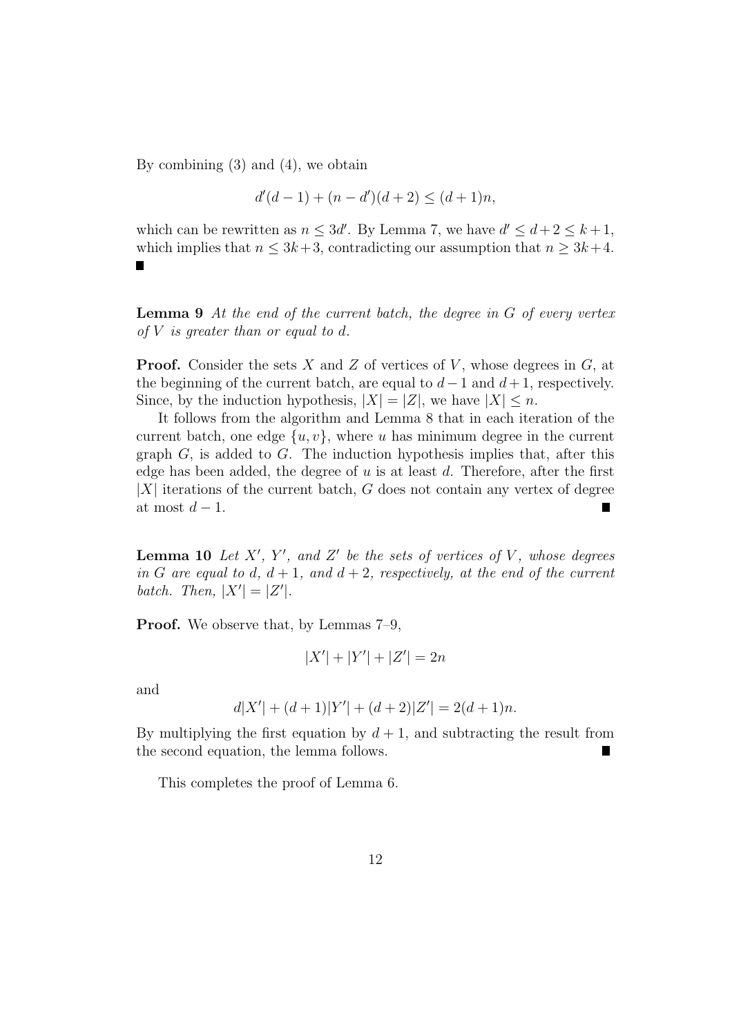By combining (3) and (4), we obtain

$$d'(d-1) + (n-d')(d+2) \leq (d+1)n,$$

which can be rewritten as $n \leq 3d'$. By Lemma 7, we have $d' \leq d+2 \leq k+1$, which implies that $n \leq 3k+3$, contradicting our assumption that $n \geq 3k+4$. ■

**Lemma 9** *At the end of the current batch, the degree in $G$ of every vertex of $V$ is greater than or equal to $d$.*

**Proof.** Consider the sets $X$ and $Z$ of vertices of $V$, whose degrees in $G$, at the beginning of the current batch, are equal to $d-1$ and $d+1$, respectively. Since, by the induction hypothesis, $|X| = |Z|$, we have $|X| \leq n$.

It follows from the algorithm and Lemma 8 that in each iteration of the current batch, one edge $\{u, v\}$, where $u$ has minimum degree in the current graph $G$, is added to $G$. The induction hypothesis implies that, after this edge has been added, the degree of $u$ is at least $d$. Therefore, after the first $|X|$ iterations of the current batch, $G$ does not contain any vertex of degree at most $d-1$. ■

**Lemma 10** *Let $X'$, $Y'$, and $Z'$ be the sets of vertices of $V$, whose degrees in $G$ are equal to $d$, $d+1$, and $d+2$, respectively, at the end of the current batch. Then, $|X'| = |Z'|$.*

**Proof.** We observe that, by Lemmas 7–9,

$$|X'| + |Y'| + |Z'| = 2n$$

and

$$d|X'| + (d+1)|Y'| + (d+2)|Z'| = 2(d+1)n.$$

By multiplying the first equation by $d+1$, and subtracting the result from the second equation, the lemma follows. ■

This completes the proof of Lemma 6.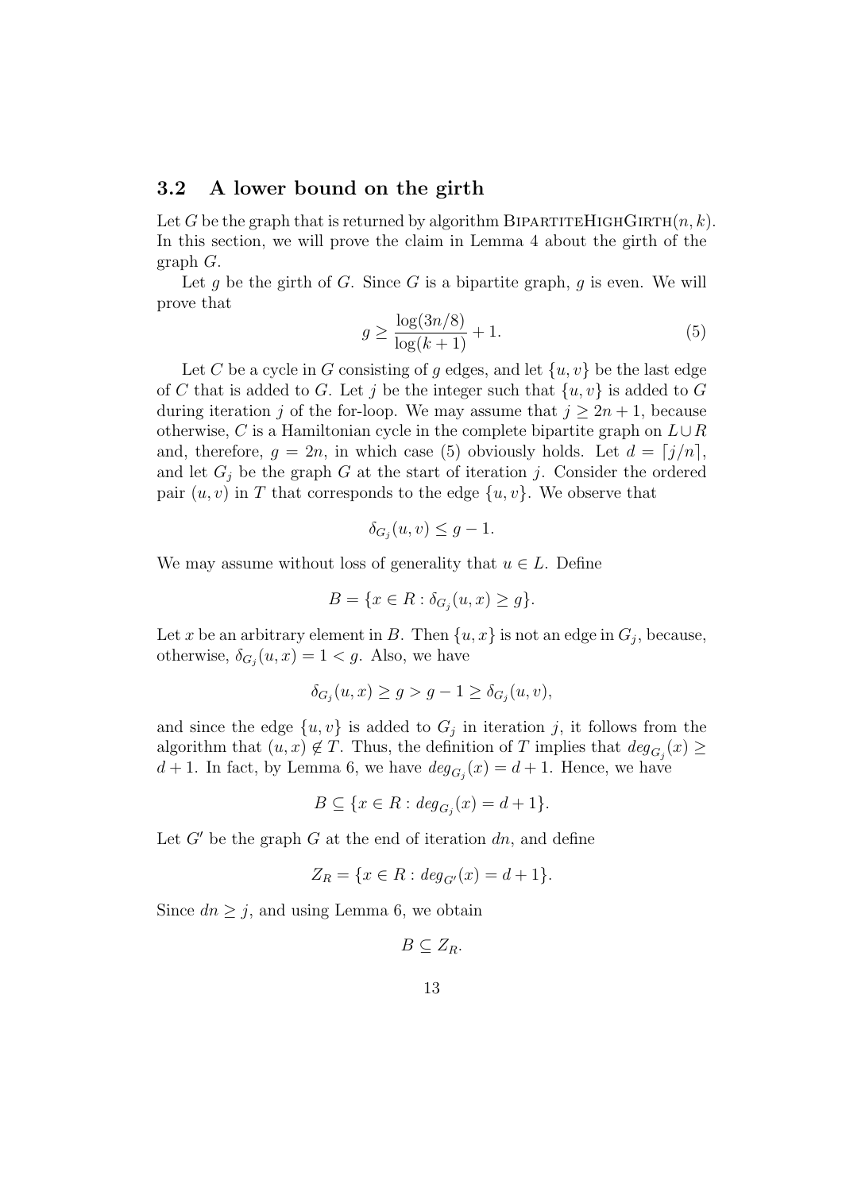### 3.2 A lower bound on the girth

Let $G$ be the graph that is returned by algorithm BipartiteHighGirth$(n, k)$. In this section, we will prove the claim in Lemma 4 about the girth of the graph $G$.

Let $g$ be the girth of $G$. Since $G$ is a bipartite graph, $g$ is even. We will prove that

$$g \geq \frac{\log(3n/8)}{\log(k+1)} + 1. \tag{5}$$

Let $C$ be a cycle in $G$ consisting of $g$ edges, and let $\{u, v\}$ be the last edge of $C$ that is added to $G$. Let $j$ be the integer such that $\{u, v\}$ is added to $G$ during iteration $j$ of the for-loop. We may assume that $j \geq 2n + 1$, because otherwise, $C$ is a Hamiltonian cycle in the complete bipartite graph on $L \cup R$ and, therefore, $g = 2n$, in which case (5) obviously holds. Let $d = \lceil j/n \rceil$, and let $G_j$ be the graph $G$ at the start of iteration $j$. Consider the ordered pair $(u, v)$ in $T$ that corresponds to the edge $\{u, v\}$. We observe that

$$\delta_{G_j}(u, v) \leq g - 1.$$

We may assume without loss of generality that $u \in L$. Define

$$B = \{x \in R : \delta_{G_j}(u, x) \geq g\}.$$

Let $x$ be an arbitrary element in $B$. Then $\{u, x\}$ is not an edge in $G_j$, because, otherwise, $\delta_{G_j}(u, x) = 1 < g$. Also, we have

$$\delta_{G_j}(u, x) \geq g > g - 1 \geq \delta_{G_j}(u, v),$$

and since the edge $\{u, v\}$ is added to $G_j$ in iteration $j$, it follows from the algorithm that $(u, x) \notin T$. Thus, the definition of $T$ implies that $deg_{G_j}(x) \geq d + 1$. In fact, by Lemma 6, we have $deg_{G_j}(x) = d + 1$. Hence, we have

$$B \subseteq \{x \in R : deg_{G_j}(x) = d + 1\}.$$

Let $G'$ be the graph $G$ at the end of iteration $dn$, and define

$$Z_R = \{x \in R : deg_{G'}(x) = d + 1\}.$$

Since $dn \geq j$, and using Lemma 6, we obtain

$$B \subseteq Z_R.$$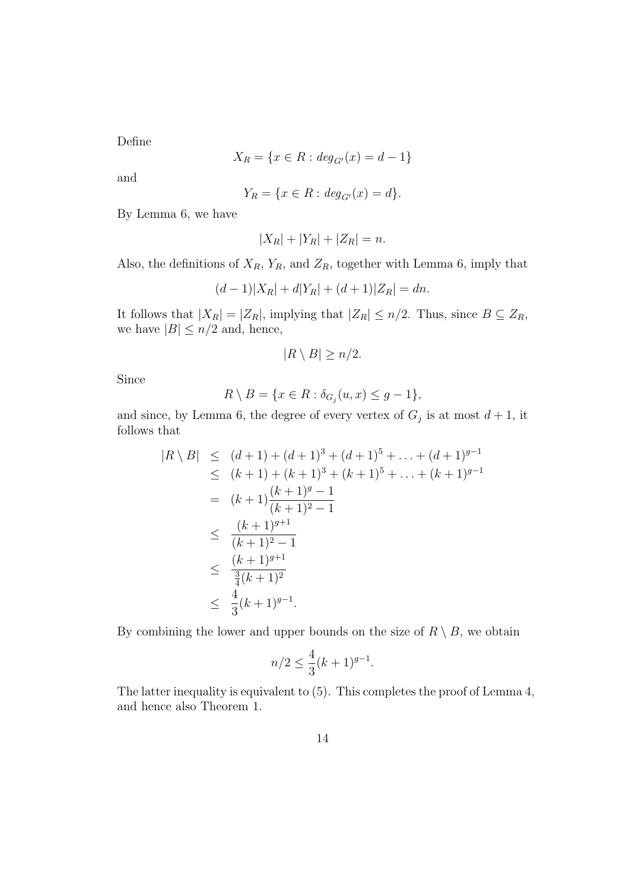Define

$$X_R = \{x \in R : deg_{G'}(x) = d - 1\}$$

and

$$Y_R = \{x \in R : deg_{G'}(x) = d\}.$$

By Lemma 6, we have

$$|X_R| + |Y_R| + |Z_R| = n.$$

Also, the definitions of $X_R$, $Y_R$, and $Z_R$, together with Lemma 6, imply that

$$(d-1)|X_R| + d|Y_R| + (d+1)|Z_R| = dn.$$

It follows that $|X_R| = |Z_R|$, implying that $|Z_R| \leq n/2$. Thus, since $B \subseteq Z_R$, we have $|B| \leq n/2$ and, hence,

$$|R \setminus B| \geq n/2.$$

Since

$$R \setminus B = \{x \in R : \delta_{G_j}(u, x) \leq g - 1\},$$

and since, by Lemma 6, the degree of every vertex of $G_j$ is at most $d + 1$, it follows that

$$\begin{aligned}
|R \setminus B| &\leq (d+1) + (d+1)^3 + (d+1)^5 + \ldots + (d+1)^{g-1} \\
&\leq (k+1) + (k+1)^3 + (k+1)^5 + \ldots + (k+1)^{g-1} \\
&= (k+1)\frac{(k+1)^g - 1}{(k+1)^2 - 1} \\
&\leq \frac{(k+1)^{g+1}}{(k+1)^2 - 1} \\
&\leq \frac{(k+1)^{g+1}}{\frac{3}{4}(k+1)^2} \\
&\leq \frac{4}{3}(k+1)^{g-1}.
\end{aligned}$$

By combining the lower and upper bounds on the size of $R \setminus B$, we obtain

$$n/2 \leq \frac{4}{3}(k+1)^{g-1}.$$

The latter inequality is equivalent to (5). This completes the proof of Lemma 4, and hence also Theorem 1.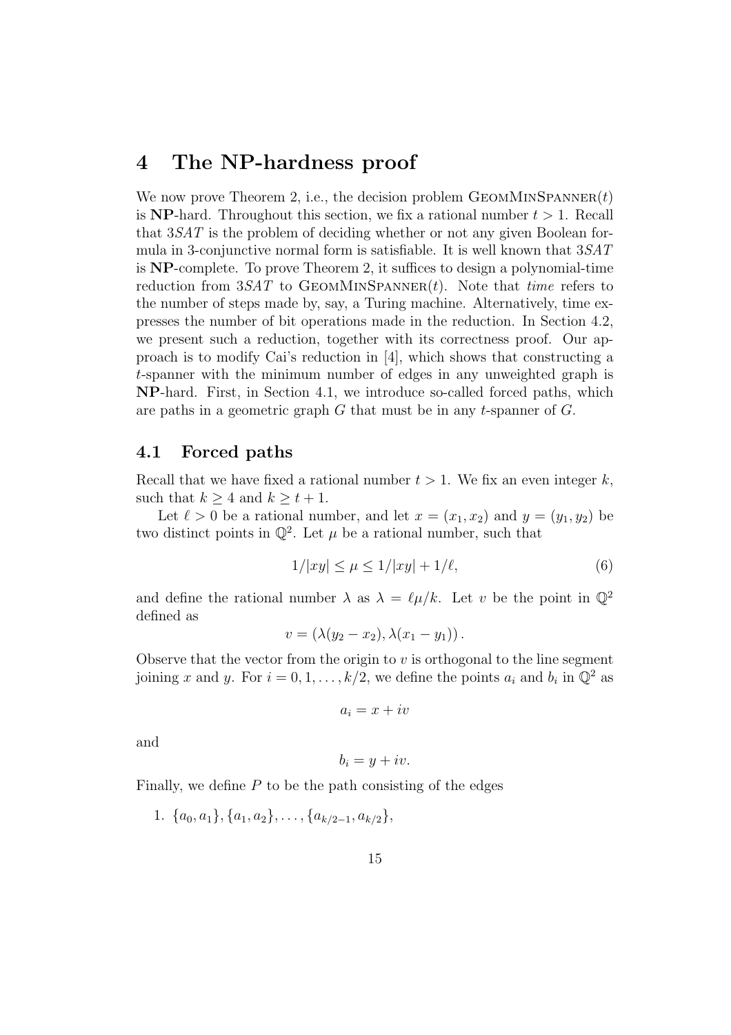# 4 The NP-hardness proof

We now prove Theorem 2, i.e., the decision problem GeomMinSpanner($t$) is **NP**-hard. Throughout this section, we fix a rational number $t > 1$. Recall that $3SAT$ is the problem of deciding whether or not any given Boolean formula in 3-conjunctive normal form is satisfiable. It is well known that $3SAT$ is **NP**-complete. To prove Theorem 2, it suffices to design a polynomial-time reduction from $3SAT$ to GeomMinSpanner($t$). Note that *time* refers to the number of steps made by, say, a Turing machine. Alternatively, time expresses the number of bit operations made in the reduction. In Section 4.2, we present such a reduction, together with its correctness proof. Our approach is to modify Cai's reduction in [4], which shows that constructing a $t$-spanner with the minimum number of edges in any unweighted graph is **NP**-hard. First, in Section 4.1, we introduce so-called forced paths, which are paths in a geometric graph $G$ that must be in any $t$-spanner of $G$.

## 4.1 Forced paths

Recall that we have fixed a rational number $t > 1$. We fix an even integer $k$, such that $k \geq 4$ and $k \geq t + 1$.

Let $\ell > 0$ be a rational number, and let $x = (x_1, x_2)$ and $y = (y_1, y_2)$ be two distinct points in $\mathbb{Q}^2$. Let $\mu$ be a rational number, such that

$$1/|xy| \leq \mu \leq 1/|xy| + 1/\ell, \tag{6}$$

and define the rational number $\lambda$ as $\lambda = \ell\mu/k$. Let $v$ be the point in $\mathbb{Q}^2$ defined as

$$v = (\lambda(y_2 - x_2), \lambda(x_1 - y_1)).$$

Observe that the vector from the origin to $v$ is orthogonal to the line segment joining $x$ and $y$. For $i = 0, 1, \ldots, k/2$, we define the points $a_i$ and $b_i$ in $\mathbb{Q}^2$ as

$$a_i = x + iv$$

and

$$b_i = y + iv.$$

Finally, we define $P$ to be the path consisting of the edges

1. $\{a_0, a_1\}, \{a_1, a_2\}, \ldots, \{a_{k/2-1}, a_{k/2}\}$,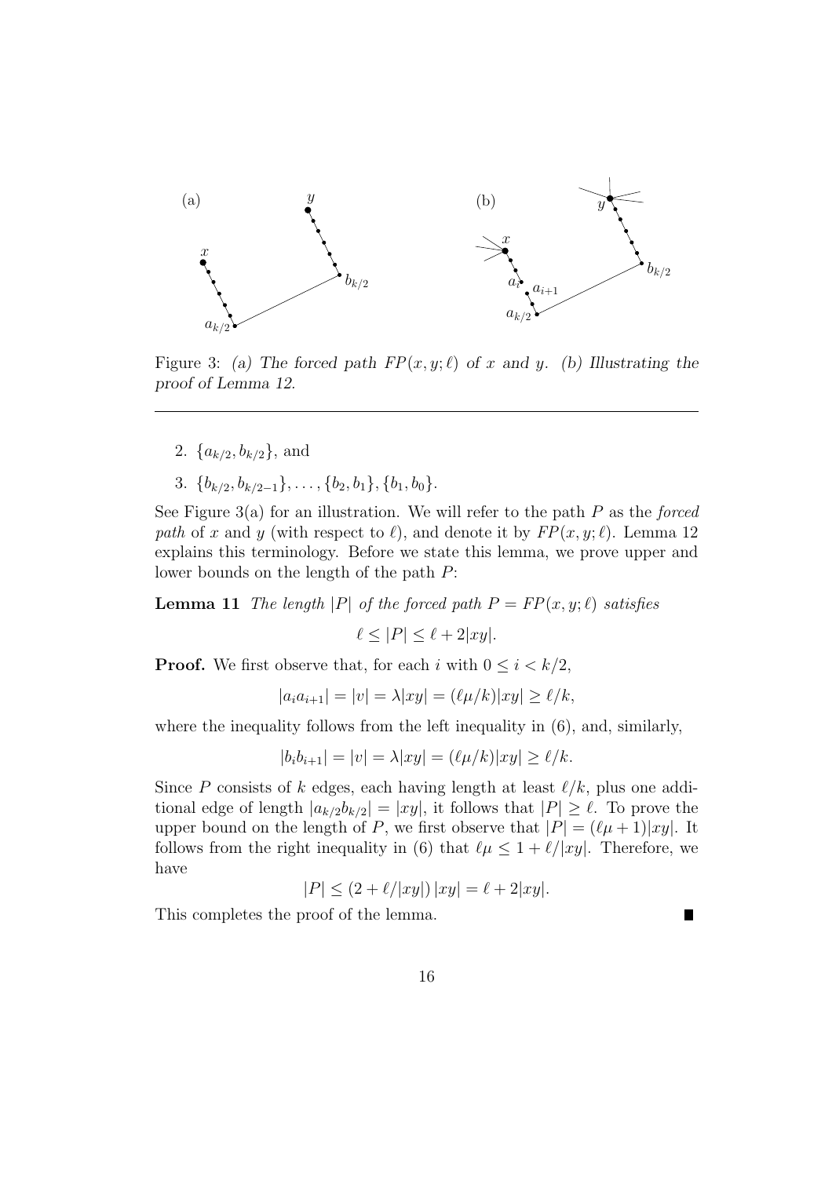Figure 3: *(a) The forced path $FP(x, y; \ell)$ of $x$ and $y$. (b) Illustrating the proof of Lemma 12.*

2. $\{a_{k/2}, b_{k/2}\}$, and
3. $\{b_{k/2}, b_{k/2-1}\}, \ldots, \{b_2, b_1\}, \{b_1, b_0\}$.

See Figure 3(a) for an illustration. We will refer to the path $P$ as the *forced path* of $x$ and $y$ (with respect to $\ell$), and denote it by $FP(x, y; \ell)$. Lemma 12 explains this terminology. Before we state this lemma, we prove upper and lower bounds on the length of the path $P$:

**Lemma 11** *The length $|P|$ of the forced path $P = FP(x, y; \ell)$ satisfies*

$$\ell \leq |P| \leq \ell + 2|xy|.$$

**Proof.** We first observe that, for each $i$ with $0 \leq i < k/2$,

$$|a_i a_{i+1}| = |v| = \lambda |xy| = (\ell \mu / k)|xy| \geq \ell / k,$$

where the inequality follows from the left inequality in (6), and, similarly,

$$|b_i b_{i+1}| = |v| = \lambda |xy| = (\ell \mu / k)|xy| \geq \ell / k.$$

Since $P$ consists of $k$ edges, each having length at least $\ell/k$, plus one additional edge of length $|a_{k/2} b_{k/2}| = |xy|$, it follows that $|P| \geq \ell$. To prove the upper bound on the length of $P$, we first observe that $|P| = (\ell \mu + 1)|xy|$. It follows from the right inequality in (6) that $\ell \mu \leq 1 + \ell / |xy|$. Therefore, we have

$$|P| \leq (2 + \ell / |xy|)\, |xy| = \ell + 2|xy|.$$

This completes the proof of the lemma. ∎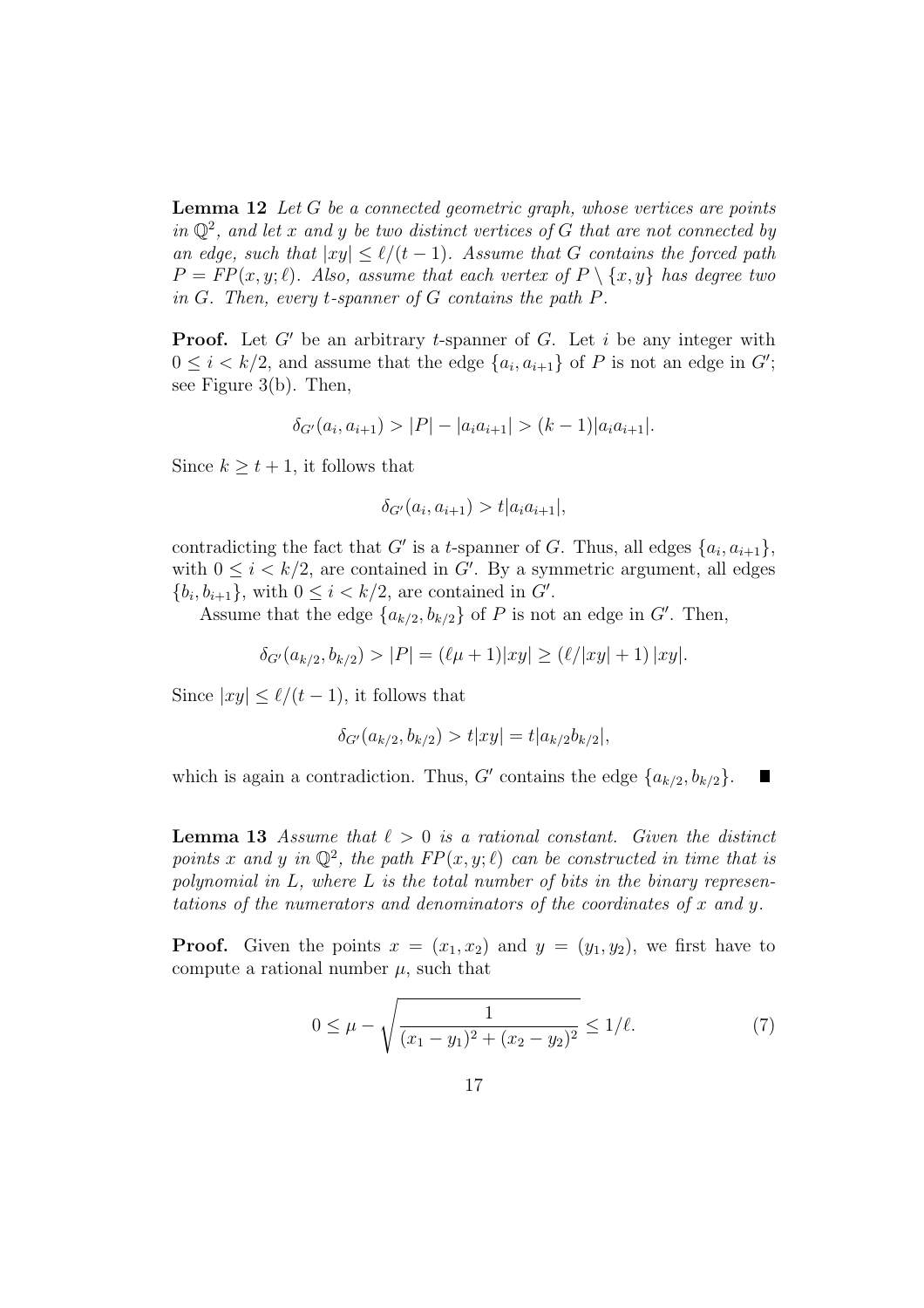**Lemma 12** *Let $G$ be a connected geometric graph, whose vertices are points in $\mathbb{Q}^2$, and let $x$ and $y$ be two distinct vertices of $G$ that are not connected by an edge, such that $|xy| \leq \ell/(t-1)$. Assume that $G$ contains the forced path $P = FP(x, y; \ell)$. Also, assume that each vertex of $P \setminus \{x, y\}$ has degree two in $G$. Then, every $t$-spanner of $G$ contains the path $P$.*

**Proof.** Let $G'$ be an arbitrary $t$-spanner of $G$. Let $i$ be any integer with $0 \leq i < k/2$, and assume that the edge $\{a_i, a_{i+1}\}$ of $P$ is not an edge in $G'$; see Figure 3(b). Then,

$$\delta_{G'}(a_i, a_{i+1}) > |P| - |a_i a_{i+1}| > (k-1)|a_i a_{i+1}|.$$

Since $k \geq t+1$, it follows that

$$\delta_{G'}(a_i, a_{i+1}) > t|a_i a_{i+1}|,$$

contradicting the fact that $G'$ is a $t$-spanner of $G$. Thus, all edges $\{a_i, a_{i+1}\}$, with $0 \leq i < k/2$, are contained in $G'$. By a symmetric argument, all edges $\{b_i, b_{i+1}\}$, with $0 \leq i < k/2$, are contained in $G'$.

Assume that the edge $\{a_{k/2}, b_{k/2}\}$ of $P$ is not an edge in $G'$. Then,

$$\delta_{G'}(a_{k/2}, b_{k/2}) > |P| = (\ell\mu + 1)|xy| \geq (\ell/|xy| + 1)\,|xy|.$$

Since $|xy| \leq \ell/(t-1)$, it follows that

$$\delta_{G'}(a_{k/2}, b_{k/2}) > t|xy| = t|a_{k/2} b_{k/2}|,$$

which is again a contradiction. Thus, $G'$ contains the edge $\{a_{k/2}, b_{k/2}\}$. ∎

**Lemma 13** *Assume that $\ell > 0$ is a rational constant. Given the distinct points $x$ and $y$ in $\mathbb{Q}^2$, the path $FP(x, y; \ell)$ can be constructed in time that is polynomial in $L$, where $L$ is the total number of bits in the binary representations of the numerators and denominators of the coordinates of $x$ and $y$.*

**Proof.** Given the points $x = (x_1, x_2)$ and $y = (y_1, y_2)$, we first have to compute a rational number $\mu$, such that

$$0 \leq \mu - \sqrt{\frac{1}{(x_1 - y_1)^2 + (x_2 - y_2)^2}} \leq 1/\ell. \tag{7}$$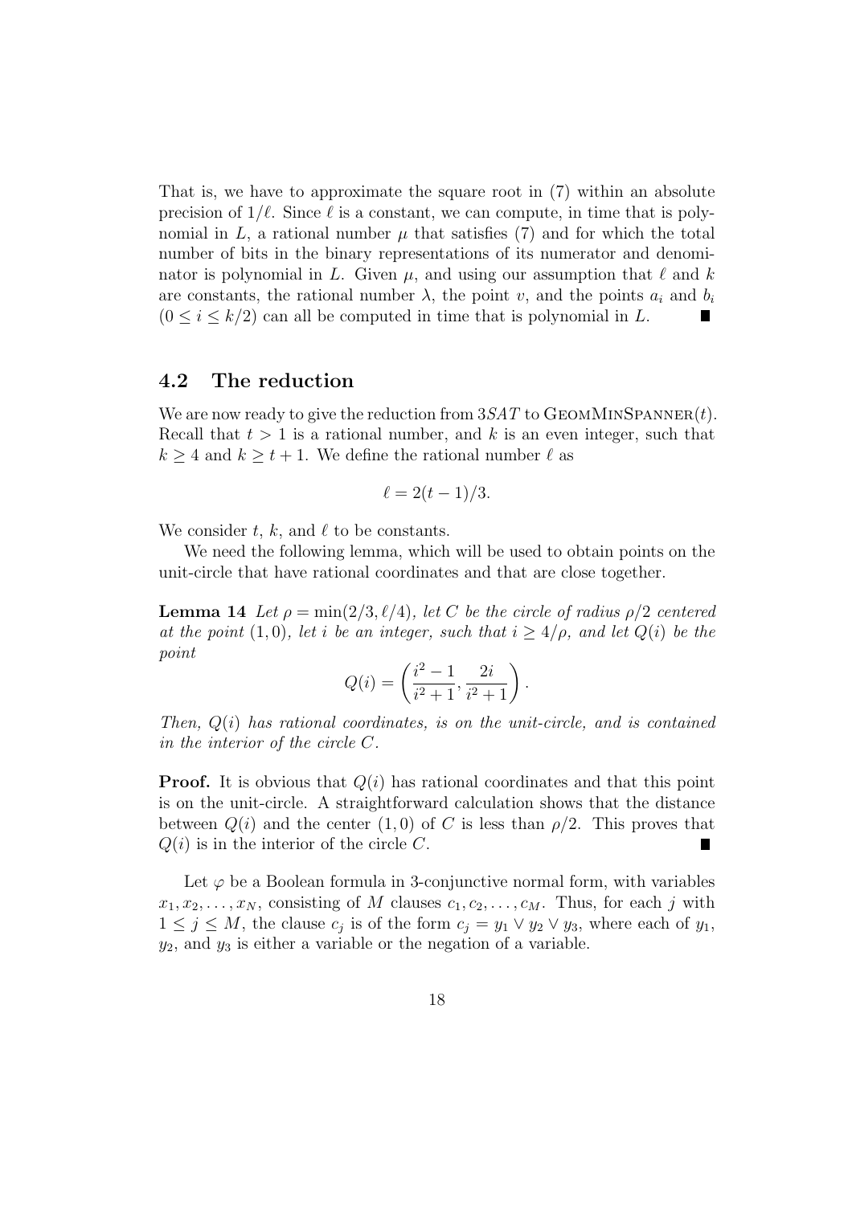That is, we have to approximate the square root in (7) within an absolute precision of $1/\ell$. Since $\ell$ is a constant, we can compute, in time that is polynomial in $L$, a rational number $\mu$ that satisfies (7) and for which the total number of bits in the binary representations of its numerator and denominator is polynomial in $L$. Given $\mu$, and using our assumption that $\ell$ and $k$ are constants, the rational number $\lambda$, the point $v$, and the points $a_i$ and $b_i$ ($0 \leq i \leq k/2$) can all be computed in time that is polynomial in $L$. ∎

## 4.2 The reduction

We are now ready to give the reduction from $3SAT$ to GeomMinSpanner($t$). Recall that $t > 1$ is a rational number, and $k$ is an even integer, such that $k \geq 4$ and $k \geq t + 1$. We define the rational number $\ell$ as

$$\ell = 2(t-1)/3.$$

We consider $t$, $k$, and $\ell$ to be constants.

We need the following lemma, which will be used to obtain points on the unit-circle that have rational coordinates and that are close together.

**Lemma 14** *Let $\rho = \min(2/3, \ell/4)$, let $C$ be the circle of radius $\rho/2$ centered at the point $(1,0)$, let $i$ be an integer, such that $i \geq 4/\rho$, and let $Q(i)$ be the point*

$$Q(i) = \left( \frac{i^2 - 1}{i^2 + 1}, \frac{2i}{i^2 + 1} \right).$$

*Then, $Q(i)$ has rational coordinates, is on the unit-circle, and is contained in the interior of the circle $C$.*

**Proof.** It is obvious that $Q(i)$ has rational coordinates and that this point is on the unit-circle. A straightforward calculation shows that the distance between $Q(i)$ and the center $(1,0)$ of $C$ is less than $\rho/2$. This proves that $Q(i)$ is in the interior of the circle $C$. ∎

Let $\varphi$ be a Boolean formula in 3-conjunctive normal form, with variables $x_1, x_2, \ldots, x_N$, consisting of $M$ clauses $c_1, c_2, \ldots, c_M$. Thus, for each $j$ with $1 \leq j \leq M$, the clause $c_j$ is of the form $c_j = y_1 \vee y_2 \vee y_3$, where each of $y_1$, $y_2$, and $y_3$ is either a variable or the negation of a variable.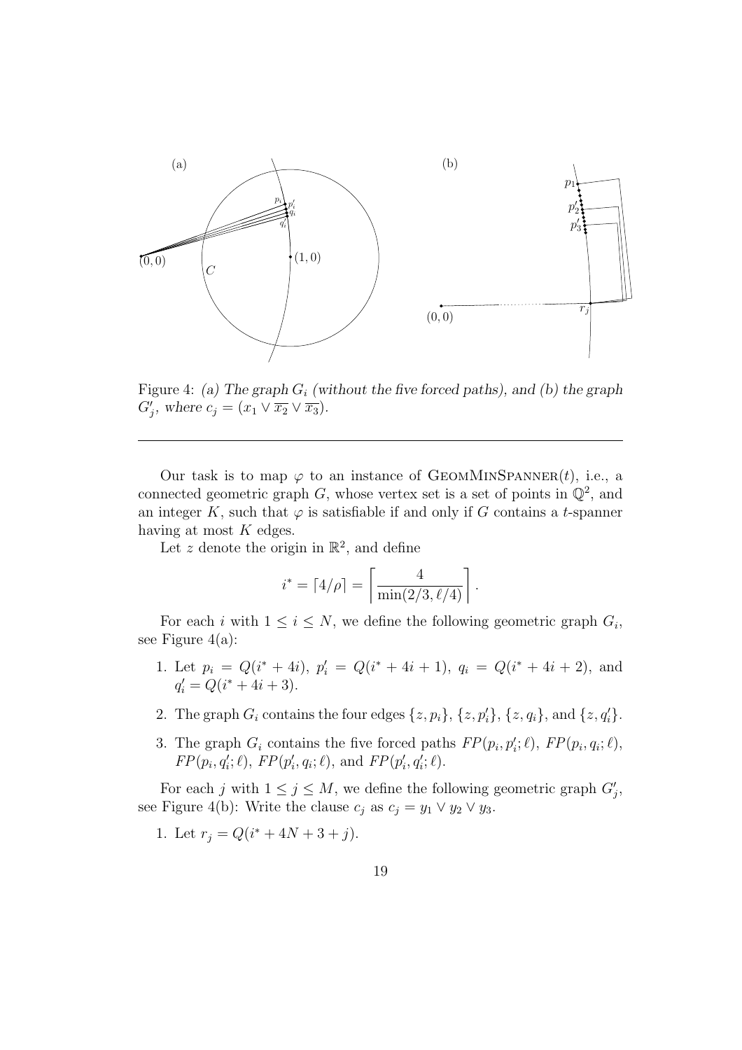Figure 4: *(a) The graph $G_i$ (without the five forced paths), and (b) the graph $G'_j$, where $c_j = (x_1 \vee \overline{x_2} \vee \overline{x_3})$.*

---

Our task is to map $\varphi$ to an instance of GeomMinSpanner($t$), i.e., a connected geometric graph $G$, whose vertex set is a set of points in $\mathbb{Q}^2$, and an integer $K$, such that $\varphi$ is satisfiable if and only if $G$ contains a $t$-spanner having at most $K$ edges.

Let $z$ denote the origin in $\mathbb{R}^2$, and define

$$i^* = \lceil 4/\rho \rceil = \left\lceil \frac{4}{\min(2/3, \ell/4)} \right\rceil .$$

For each $i$ with $1 \leq i \leq N$, we define the following geometric graph $G_i$, see Figure 4(a):

1. Let $p_i = Q(i^* + 4i)$, $p'_i = Q(i^* + 4i + 1)$, $q_i = Q(i^* + 4i + 2)$, and $q'_i = Q(i^* + 4i + 3)$.
2. The graph $G_i$ contains the four edges $\{z, p_i\}$, $\{z, p'_i\}$, $\{z, q_i\}$, and $\{z, q'_i\}$.
3. The graph $G_i$ contains the five forced paths $FP(p_i, p'_i; \ell)$, $FP(p_i, q_i; \ell)$, $FP(p_i, q'_i; \ell)$, $FP(p'_i, q_i; \ell)$, and $FP(p'_i, q'_i; \ell)$.

For each $j$ with $1 \leq j \leq M$, we define the following geometric graph $G'_j$, see Figure 4(b): Write the clause $c_j$ as $c_j = y_1 \vee y_2 \vee y_3$.

1. Let $r_j = Q(i^* + 4N + 3 + j)$.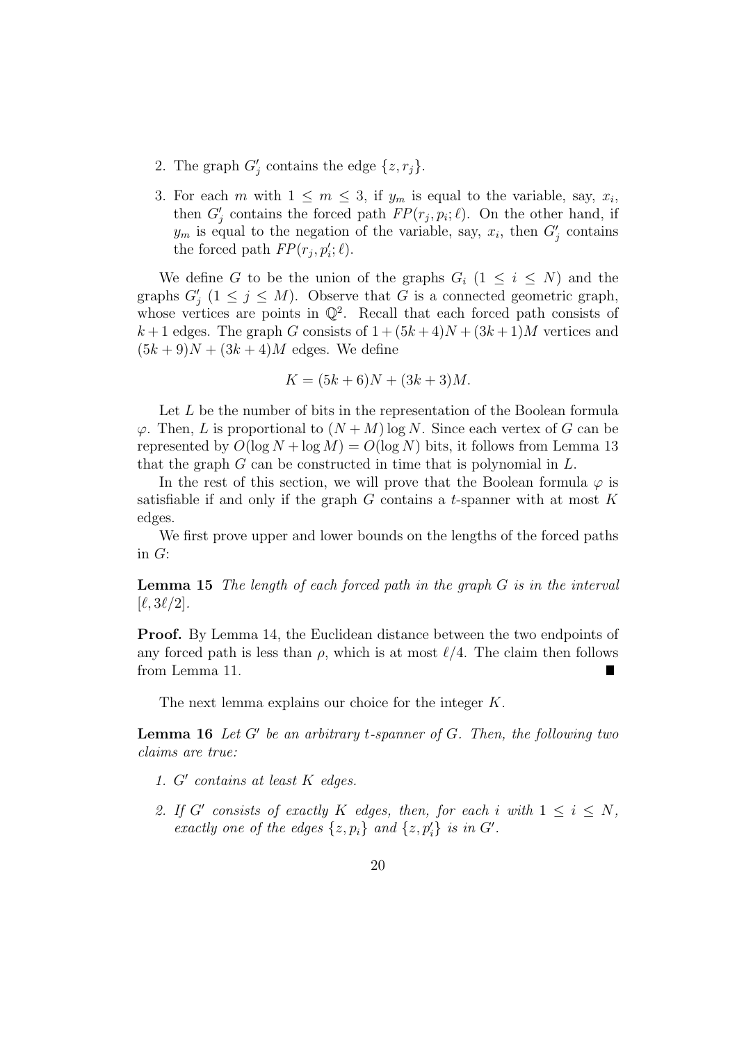2. The graph $G'_j$ contains the edge $\{z, r_j\}$.

3. For each $m$ with $1 \leq m \leq 3$, if $y_m$ is equal to the variable, say, $x_i$, then $G'_j$ contains the forced path $FP(r_j, p_i; \ell)$. On the other hand, if $y_m$ is equal to the negation of the variable, say, $x_i$, then $G'_j$ contains the forced path $FP(r_j, p'_i; \ell)$.

We define $G$ to be the union of the graphs $G_i$ ($1 \leq i \leq N$) and the graphs $G'_j$ ($1 \leq j \leq M$). Observe that $G$ is a connected geometric graph, whose vertices are points in $\mathbb{Q}^2$. Recall that each forced path consists of $k+1$ edges. The graph $G$ consists of $1 + (5k+4)N + (3k+1)M$ vertices and $(5k+9)N + (3k+4)M$ edges. We define

$$K = (5k+6)N + (3k+3)M.$$

Let $L$ be the number of bits in the representation of the Boolean formula $\varphi$. Then, $L$ is proportional to $(N+M)\log N$. Since each vertex of $G$ can be represented by $O(\log N + \log M) = O(\log N)$ bits, it follows from Lemma 13 that the graph $G$ can be constructed in time that is polynomial in $L$.

In the rest of this section, we will prove that the Boolean formula $\varphi$ is satisfiable if and only if the graph $G$ contains a $t$-spanner with at most $K$ edges.

We first prove upper and lower bounds on the lengths of the forced paths in $G$:

**Lemma 15** *The length of each forced path in the graph $G$ is in the interval $[\ell, 3\ell/2]$.*

**Proof.** By Lemma 14, the Euclidean distance between the two endpoints of any forced path is less than $\rho$, which is at most $\ell/4$. The claim then follows from Lemma 11. ∎

The next lemma explains our choice for the integer $K$.

**Lemma 16** *Let $G'$ be an arbitrary $t$-spanner of $G$. Then, the following two claims are true:*

1. *$G'$ contains at least $K$ edges.*

2. *If $G'$ consists of exactly $K$ edges, then, for each $i$ with $1 \leq i \leq N$, exactly one of the edges $\{z, p_i\}$ and $\{z, p'_i\}$ is in $G'$.*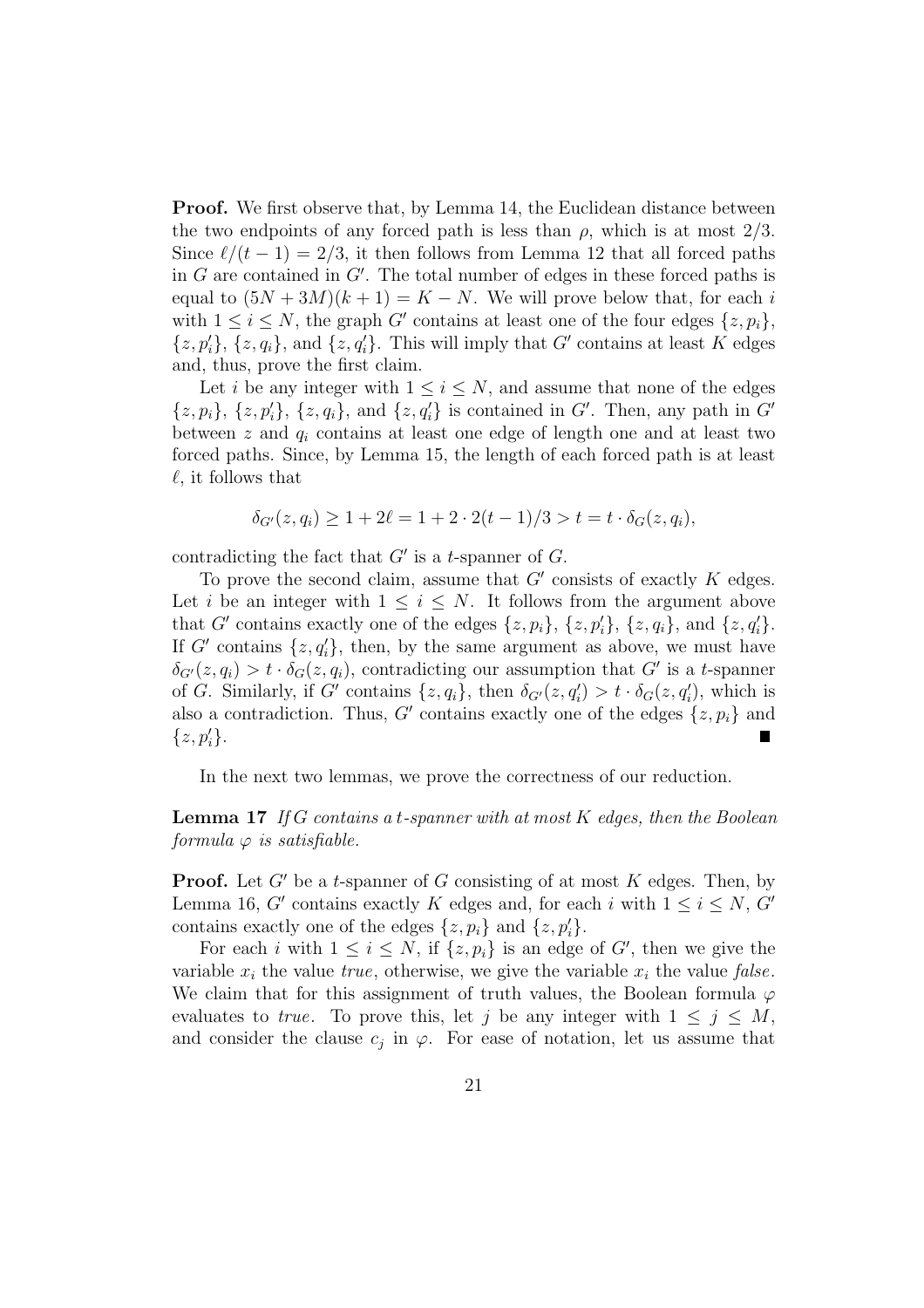**Proof.** We first observe that, by Lemma 14, the Euclidean distance between the two endpoints of any forced path is less than $\rho$, which is at most $2/3$. Since $\ell/(t-1) = 2/3$, it then follows from Lemma 12 that all forced paths in $G$ are contained in $G'$. The total number of edges in these forced paths is equal to $(5N + 3M)(k + 1) = K - N$. We will prove below that, for each $i$ with $1 \leq i \leq N$, the graph $G'$ contains at least one of the four edges $\{z, p_i\}$, $\{z, p'_i\}$, $\{z, q_i\}$, and $\{z, q'_i\}$. This will imply that $G'$ contains at least $K$ edges and, thus, prove the first claim.

Let $i$ be any integer with $1 \leq i \leq N$, and assume that none of the edges $\{z, p_i\}$, $\{z, p'_i\}$, $\{z, q_i\}$, and $\{z, q'_i\}$ is contained in $G'$. Then, any path in $G'$ between $z$ and $q_i$ contains at least one edge of length one and at least two forced paths. Since, by Lemma 15, the length of each forced path is at least $\ell$, it follows that

$$\delta_{G'}(z, q_i) \geq 1 + 2\ell = 1 + 2 \cdot 2(t-1)/3 > t = t \cdot \delta_G(z, q_i),$$

contradicting the fact that $G'$ is a $t$-spanner of $G$.

To prove the second claim, assume that $G'$ consists of exactly $K$ edges. Let $i$ be an integer with $1 \leq i \leq N$. It follows from the argument above that $G'$ contains exactly one of the edges $\{z, p_i\}$, $\{z, p'_i\}$, $\{z, q_i\}$, and $\{z, q'_i\}$. If $G'$ contains $\{z, q'_i\}$, then, by the same argument as above, we must have $\delta_{G'}(z, q_i) > t \cdot \delta_G(z, q_i)$, contradicting our assumption that $G'$ is a $t$-spanner of $G$. Similarly, if $G'$ contains $\{z, q_i\}$, then $\delta_{G'}(z, q'_i) > t \cdot \delta_G(z, q'_i)$, which is also a contradiction. Thus, $G'$ contains exactly one of the edges $\{z, p_i\}$ and $\{z, p'_i\}$. ∎

In the next two lemmas, we prove the correctness of our reduction.

**Lemma 17** *If $G$ contains a $t$-spanner with at most $K$ edges, then the Boolean formula $\varphi$ is satisfiable.*

**Proof.** Let $G'$ be a $t$-spanner of $G$ consisting of at most $K$ edges. Then, by Lemma 16, $G'$ contains exactly $K$ edges and, for each $i$ with $1 \leq i \leq N$, $G'$ contains exactly one of the edges $\{z, p_i\}$ and $\{z, p'_i\}$.

For each $i$ with $1 \leq i \leq N$, if $\{z, p_i\}$ is an edge of $G'$, then we give the variable $x_i$ the value *true*, otherwise, we give the variable $x_i$ the value *false*. We claim that for this assignment of truth values, the Boolean formula $\varphi$ evaluates to *true*. To prove this, let $j$ be any integer with $1 \leq j \leq M$, and consider the clause $c_j$ in $\varphi$. For ease of notation, let us assume that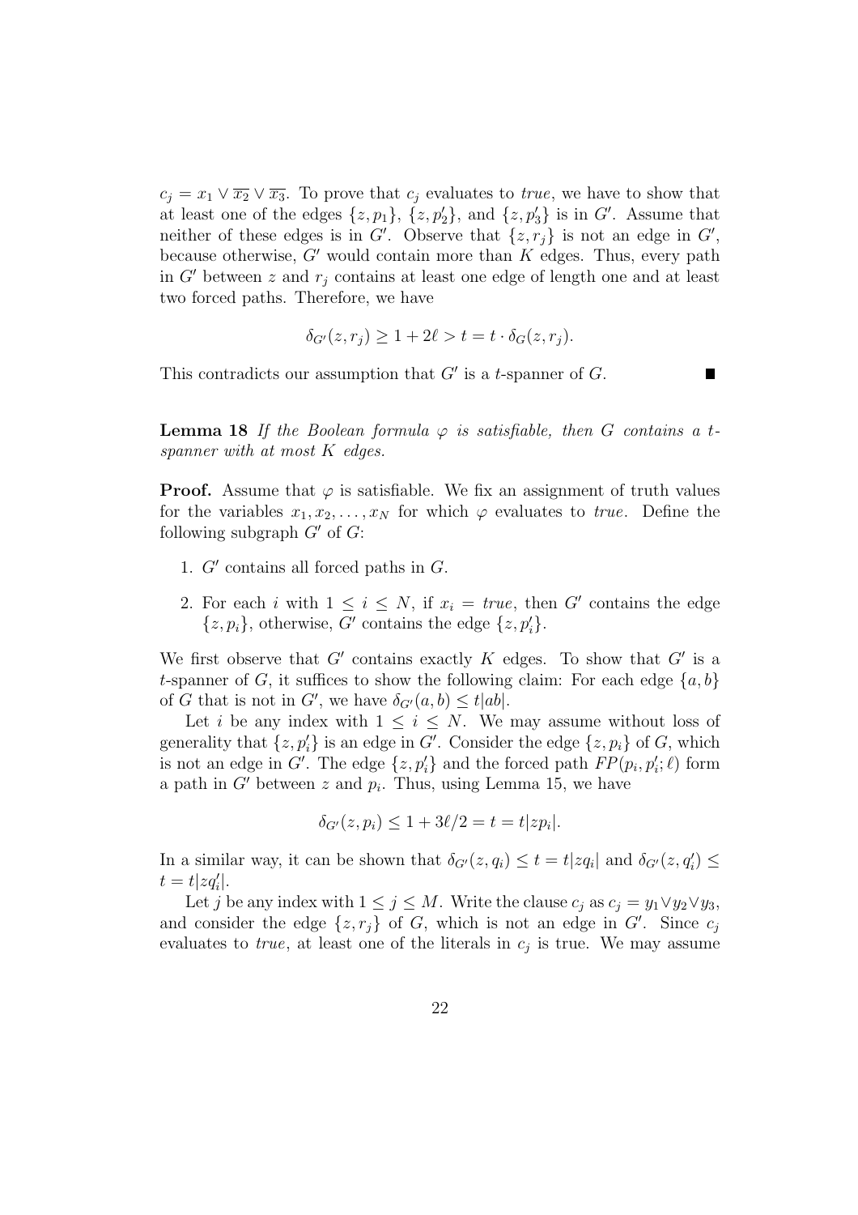$c_j = x_1 \vee \overline{x_2} \vee \overline{x_3}$. To prove that $c_j$ evaluates to *true*, we have to show that at least one of the edges $\{z, p_1\}$, $\{z, p'_2\}$, and $\{z, p'_3\}$ is in $G'$. Assume that neither of these edges is in $G'$. Observe that $\{z, r_j\}$ is not an edge in $G'$, because otherwise, $G'$ would contain more than $K$ edges. Thus, every path in $G'$ between $z$ and $r_j$ contains at least one edge of length one and at least two forced paths. Therefore, we have

$$\delta_{G'}(z, r_j) \geq 1 + 2\ell > t = t \cdot \delta_G(z, r_j).$$

This contradicts our assumption that $G'$ is a $t$-spanner of $G$. ∎

**Lemma 18** *If the Boolean formula $\varphi$ is satisfiable, then $G$ contains a $t$-spanner with at most $K$ edges.*

**Proof.** Assume that $\varphi$ is satisfiable. We fix an assignment of truth values for the variables $x_1, x_2, \ldots, x_N$ for which $\varphi$ evaluates to *true*. Define the following subgraph $G'$ of $G$:

1. $G'$ contains all forced paths in $G$.
2. For each $i$ with $1 \leq i \leq N$, if $x_i = true$, then $G'$ contains the edge $\{z, p_i\}$, otherwise, $G'$ contains the edge $\{z, p'_i\}$.

We first observe that $G'$ contains exactly $K$ edges. To show that $G'$ is a $t$-spanner of $G$, it suffices to show the following claim: For each edge $\{a, b\}$ of $G$ that is not in $G'$, we have $\delta_{G'}(a, b) \leq t|ab|$.

Let $i$ be any index with $1 \leq i \leq N$. We may assume without loss of generality that $\{z, p'_i\}$ is an edge in $G'$. Consider the edge $\{z, p_i\}$ of $G$, which is not an edge in $G'$. The edge $\{z, p'_i\}$ and the forced path $FP(p_i, p'_i; \ell)$ form a path in $G'$ between $z$ and $p_i$. Thus, using Lemma 15, we have

$$\delta_{G'}(z, p_i) \leq 1 + 3\ell/2 = t = t|zp_i|.$$

In a similar way, it can be shown that $\delta_{G'}(z, q_i) \leq t = t|zq_i|$ and $\delta_{G'}(z, q'_i) \leq t = t|zq'_i|$.

Let $j$ be any index with $1 \leq j \leq M$. Write the clause $c_j$ as $c_j = y_1 \vee y_2 \vee y_3$, and consider the edge $\{z, r_j\}$ of $G$, which is not an edge in $G'$. Since $c_j$ evaluates to *true*, at least one of the literals in $c_j$ is true. We may assume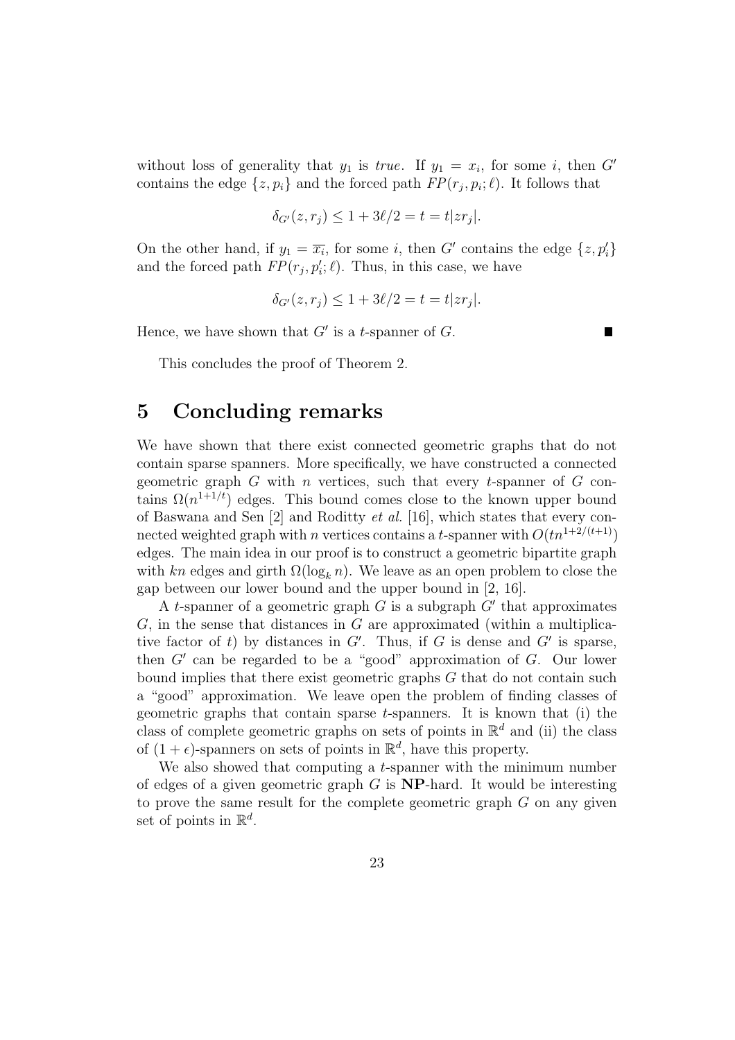without loss of generality that $y_1$ is *true*. If $y_1 = x_i$, for some $i$, then $G'$ contains the edge $\{z, p_i\}$ and the forced path $FP(r_j, p_i; \ell)$. It follows that

$$\delta_{G'}(z, r_j) \leq 1 + 3\ell/2 = t = t|zr_j|.$$

On the other hand, if $y_1 = \overline{x_i}$, for some $i$, then $G'$ contains the edge $\{z, p'_i\}$ and the forced path $FP(r_j, p'_i; \ell)$. Thus, in this case, we have

$$\delta_{G'}(z, r_j) \leq 1 + 3\ell/2 = t = t|zr_j|.$$

Hence, we have shown that $G'$ is a $t$-spanner of $G$. ∎

This concludes the proof of Theorem 2.

# 5 Concluding remarks

We have shown that there exist connected geometric graphs that do not contain sparse spanners. More specifically, we have constructed a connected geometric graph $G$ with $n$ vertices, such that every $t$-spanner of $G$ contains $\Omega(n^{1+1/t})$ edges. This bound comes close to the known upper bound of Baswana and Sen [2] and Roditty *et al.* [16], which states that every connected weighted graph with $n$ vertices contains a $t$-spanner with $O(tn^{1+2/(t+1)})$ edges. The main idea in our proof is to construct a geometric bipartite graph with $kn$ edges and girth $\Omega(\log_k n)$. We leave as an open problem to close the gap between our lower bound and the upper bound in [2, 16].

A $t$-spanner of a geometric graph $G$ is a subgraph $G'$ that approximates $G$, in the sense that distances in $G$ are approximated (within a multiplicative factor of $t$) by distances in $G'$. Thus, if $G$ is dense and $G'$ is sparse, then $G'$ can be regarded to be a "good" approximation of $G$. Our lower bound implies that there exist geometric graphs $G$ that do not contain such a "good" approximation. We leave open the problem of finding classes of geometric graphs that contain sparse $t$-spanners. It is known that (i) the class of complete geometric graphs on sets of points in $\mathbb{R}^d$ and (ii) the class of $(1+\epsilon)$-spanners on sets of points in $\mathbb{R}^d$, have this property.

We also showed that computing a $t$-spanner with the minimum number of edges of a given geometric graph $G$ is **NP**-hard. It would be interesting to prove the same result for the complete geometric graph $G$ on any given set of points in $\mathbb{R}^d$.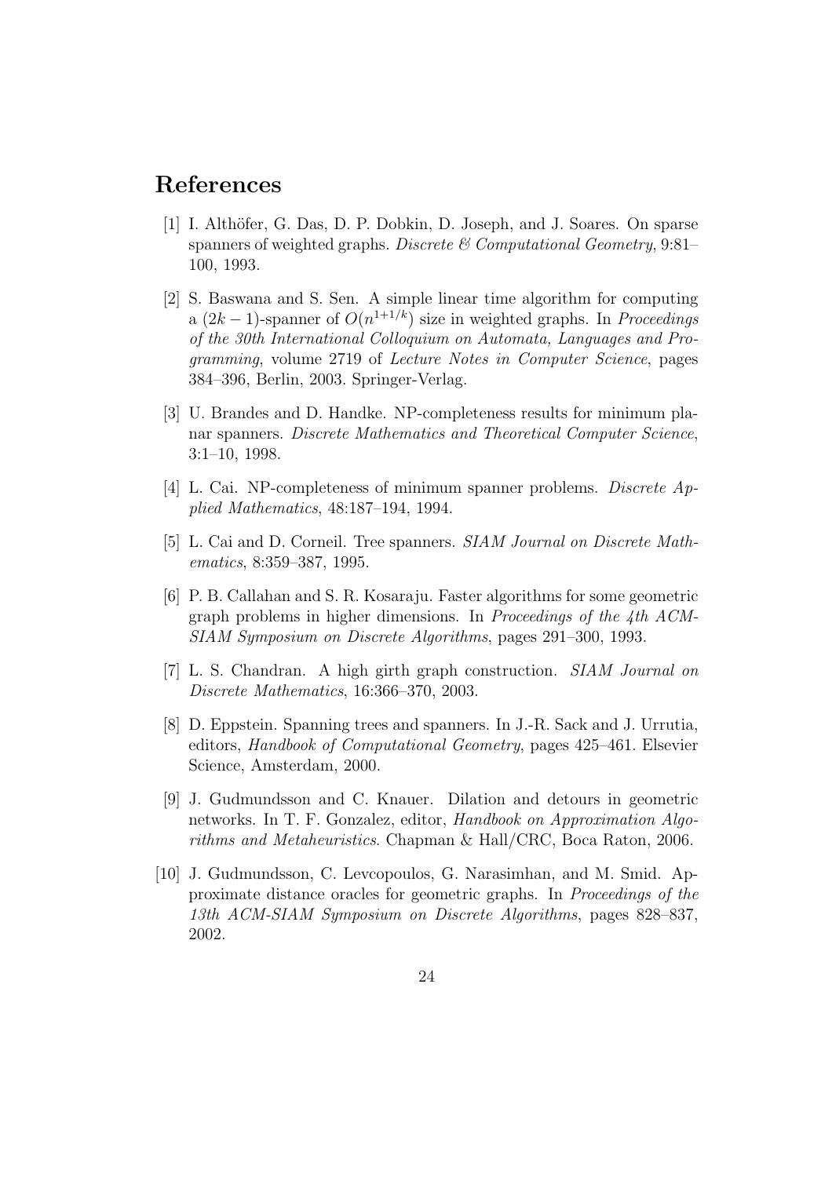# References

[1] I. Althöfer, G. Das, D. P. Dobkin, D. Joseph, and J. Soares. On sparse spanners of weighted graphs. *Discrete & Computational Geometry*, 9:81–100, 1993.

[2] S. Baswana and S. Sen. A simple linear time algorithm for computing a $(2k-1)$-spanner of $O(n^{1+1/k})$ size in weighted graphs. In *Proceedings of the 30th International Colloquium on Automata, Languages and Programming*, volume 2719 of *Lecture Notes in Computer Science*, pages 384–396, Berlin, 2003. Springer-Verlag.

[3] U. Brandes and D. Handke. NP-completeness results for minimum planar spanners. *Discrete Mathematics and Theoretical Computer Science*, 3:1–10, 1998.

[4] L. Cai. NP-completeness of minimum spanner problems. *Discrete Applied Mathematics*, 48:187–194, 1994.

[5] L. Cai and D. Corneil. Tree spanners. *SIAM Journal on Discrete Mathematics*, 8:359–387, 1995.

[6] P. B. Callahan and S. R. Kosaraju. Faster algorithms for some geometric graph problems in higher dimensions. In *Proceedings of the 4th ACM-SIAM Symposium on Discrete Algorithms*, pages 291–300, 1993.

[7] L. S. Chandran. A high girth graph construction. *SIAM Journal on Discrete Mathematics*, 16:366–370, 2003.

[8] D. Eppstein. Spanning trees and spanners. In J.-R. Sack and J. Urrutia, editors, *Handbook of Computational Geometry*, pages 425–461. Elsevier Science, Amsterdam, 2000.

[9] J. Gudmundsson and C. Knauer. Dilation and detours in geometric networks. In T. F. Gonzalez, editor, *Handbook on Approximation Algorithms and Metaheuristics*. Chapman & Hall/CRC, Boca Raton, 2006.

[10] J. Gudmundsson, C. Levcopoulos, G. Narasimhan, and M. Smid. Approximate distance oracles for geometric graphs. In *Proceedings of the 13th ACM-SIAM Symposium on Discrete Algorithms*, pages 828–837, 2002.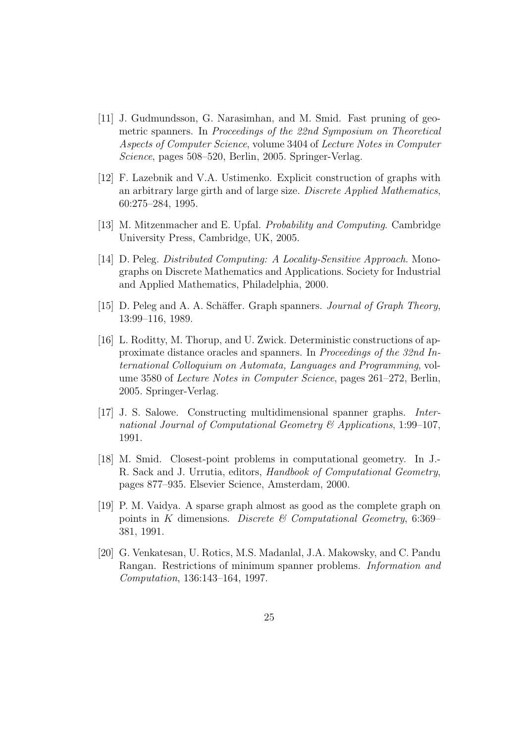[11] J. Gudmundsson, G. Narasimhan, and M. Smid. Fast pruning of geometric spanners. In *Proceedings of the 22nd Symposium on Theoretical Aspects of Computer Science*, volume 3404 of *Lecture Notes in Computer Science*, pages 508–520, Berlin, 2005. Springer-Verlag.

[12] F. Lazebnik and V.A. Ustimenko. Explicit construction of graphs with an arbitrary large girth and of large size. *Discrete Applied Mathematics*, 60:275–284, 1995.

[13] M. Mitzenmacher and E. Upfal. *Probability and Computing*. Cambridge University Press, Cambridge, UK, 2005.

[14] D. Peleg. *Distributed Computing: A Locality-Sensitive Approach*. Monographs on Discrete Mathematics and Applications. Society for Industrial and Applied Mathematics, Philadelphia, 2000.

[15] D. Peleg and A. A. Schäffer. Graph spanners. *Journal of Graph Theory*, 13:99–116, 1989.

[16] L. Roditty, M. Thorup, and U. Zwick. Deterministic constructions of approximate distance oracles and spanners. In *Proceedings of the 32nd International Colloquium on Automata, Languages and Programming*, volume 3580 of *Lecture Notes in Computer Science*, pages 261–272, Berlin, 2005. Springer-Verlag.

[17] J. S. Salowe. Constructing multidimensional spanner graphs. *International Journal of Computational Geometry & Applications*, 1:99–107, 1991.

[18] M. Smid. Closest-point problems in computational geometry. In J.-R. Sack and J. Urrutia, editors, *Handbook of Computational Geometry*, pages 877–935. Elsevier Science, Amsterdam, 2000.

[19] P. M. Vaidya. A sparse graph almost as good as the complete graph on points in $K$ dimensions. *Discrete & Computational Geometry*, 6:369–381, 1991.

[20] G. Venkatesan, U. Rotics, M.S. Madanlal, J.A. Makowsky, and C. Pandu Rangan. Restrictions of minimum spanner problems. *Information and Computation*, 136:143–164, 1997.